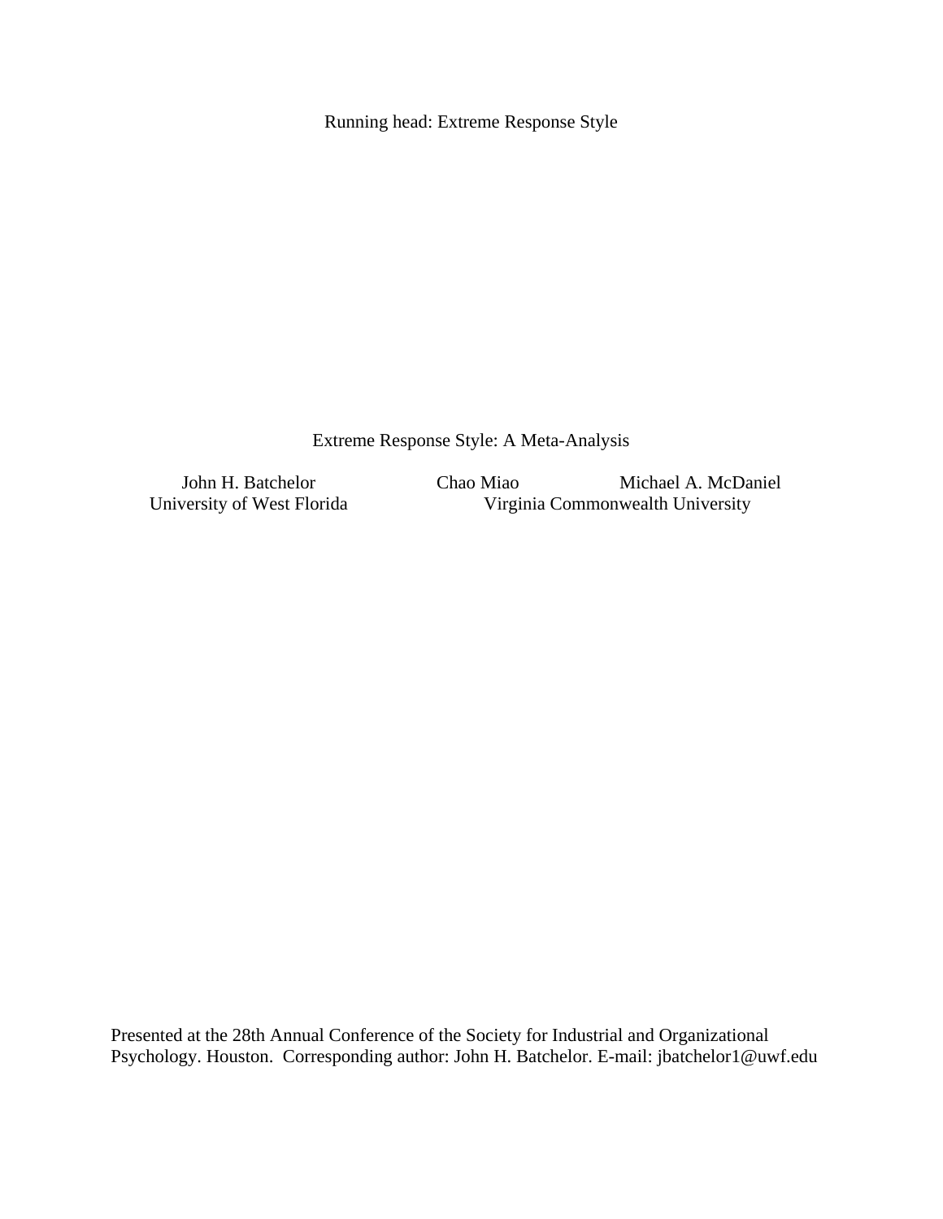# Extreme Response Style: A Meta-Analysis

John H. Batchelor
University of West Florida

Chao Miao
Virginia Commonwealth University

Michael A. McDaniel
Virginia Commonwealth University

Presented at the 28th Annual Conference of the Society for Industrial and Organizational Psychology. Houston. Corresponding author: John H. Batchelor. E-mail: jbatchelor1@uwf.edu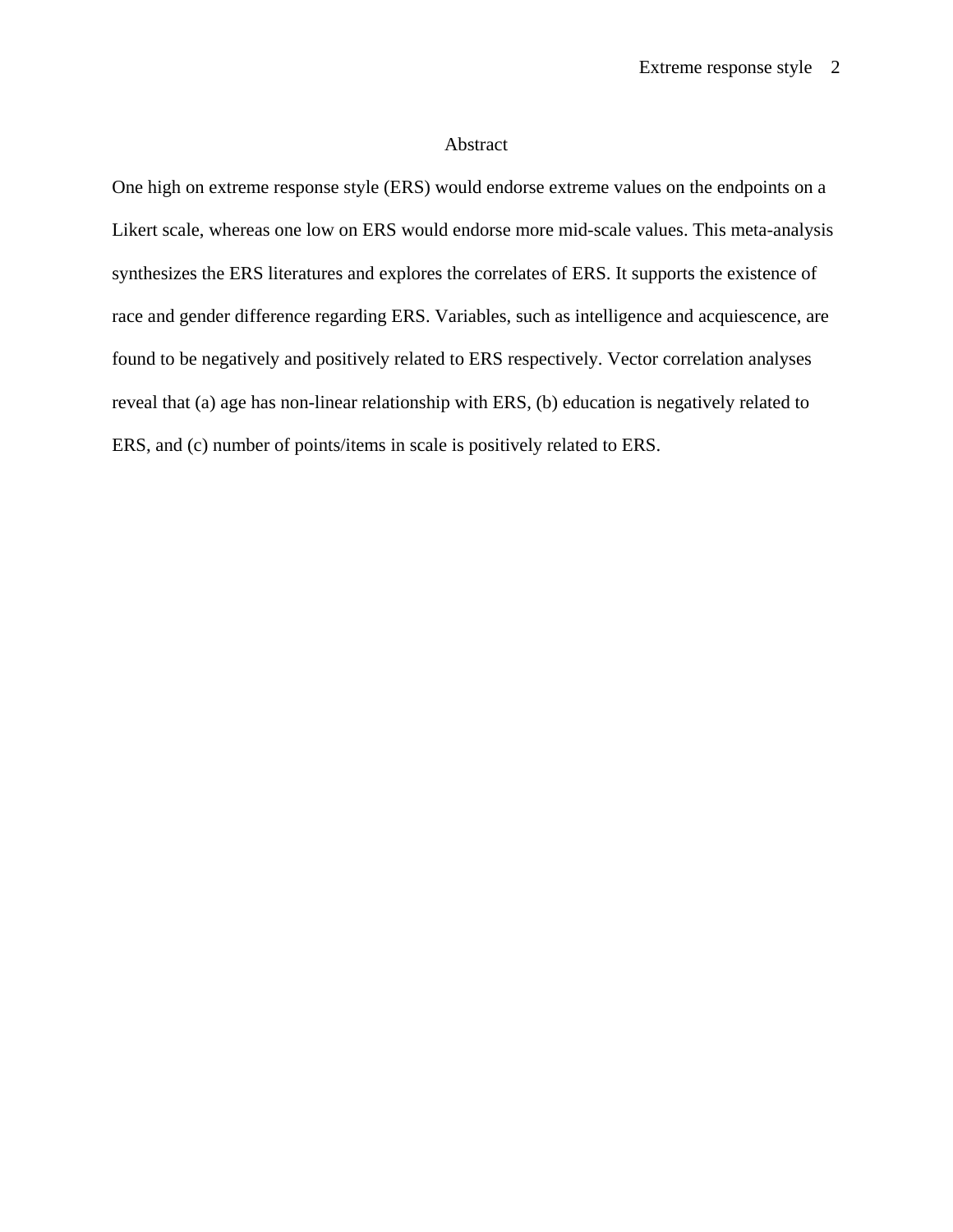# Abstract

One high on extreme response style (ERS) would endorse extreme values on the endpoints on a Likert scale, whereas one low on ERS would endorse more mid-scale values. This meta-analysis synthesizes the ERS literatures and explores the correlates of ERS. It supports the existence of race and gender difference regarding ERS. Variables, such as intelligence and acquiescence, are found to be negatively and positively related to ERS respectively. Vector correlation analyses reveal that (a) age has non-linear relationship with ERS, (b) education is negatively related to ERS, and (c) number of points/items in scale is positively related to ERS.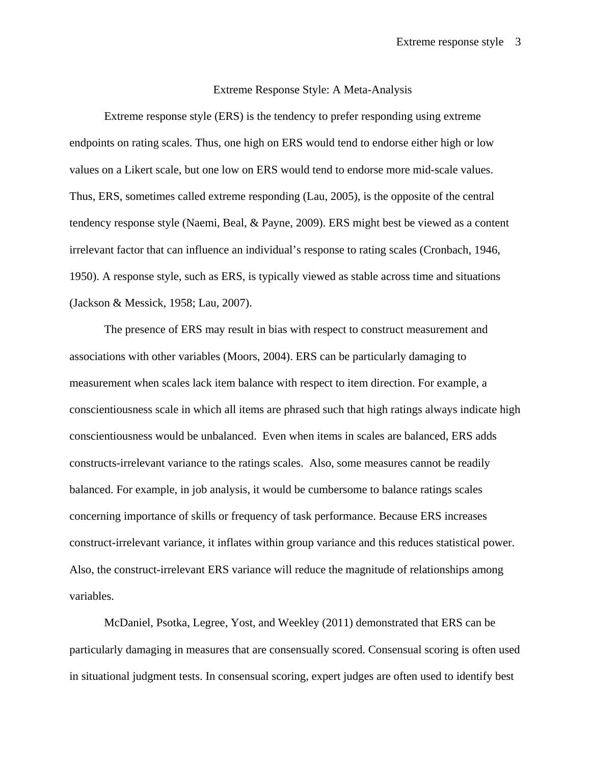# Extreme Response Style: A Meta-Analysis

Extreme response style (ERS) is the tendency to prefer responding using extreme endpoints on rating scales. Thus, one high on ERS would tend to endorse either high or low values on a Likert scale, but one low on ERS would tend to endorse more mid-scale values. Thus, ERS, sometimes called extreme responding (Lau, 2005), is the opposite of the central tendency response style (Naemi, Beal, & Payne, 2009). ERS might best be viewed as a content irrelevant factor that can influence an individual's response to rating scales (Cronbach, 1946, 1950). A response style, such as ERS, is typically viewed as stable across time and situations (Jackson & Messick, 1958; Lau, 2007).

The presence of ERS may result in bias with respect to construct measurement and associations with other variables (Moors, 2004). ERS can be particularly damaging to measurement when scales lack item balance with respect to item direction. For example, a conscientiousness scale in which all items are phrased such that high ratings always indicate high conscientiousness would be unbalanced. Even when items in scales are balanced, ERS adds constructs-irrelevant variance to the ratings scales. Also, some measures cannot be readily balanced. For example, in job analysis, it would be cumbersome to balance ratings scales concerning importance of skills or frequency of task performance. Because ERS increases construct-irrelevant variance, it inflates within group variance and this reduces statistical power. Also, the construct-irrelevant ERS variance will reduce the magnitude of relationships among variables.

McDaniel, Psotka, Legree, Yost, and Weekley (2011) demonstrated that ERS can be particularly damaging in measures that are consensually scored. Consensual scoring is often used in situational judgment tests. In consensual scoring, expert judges are often used to identify best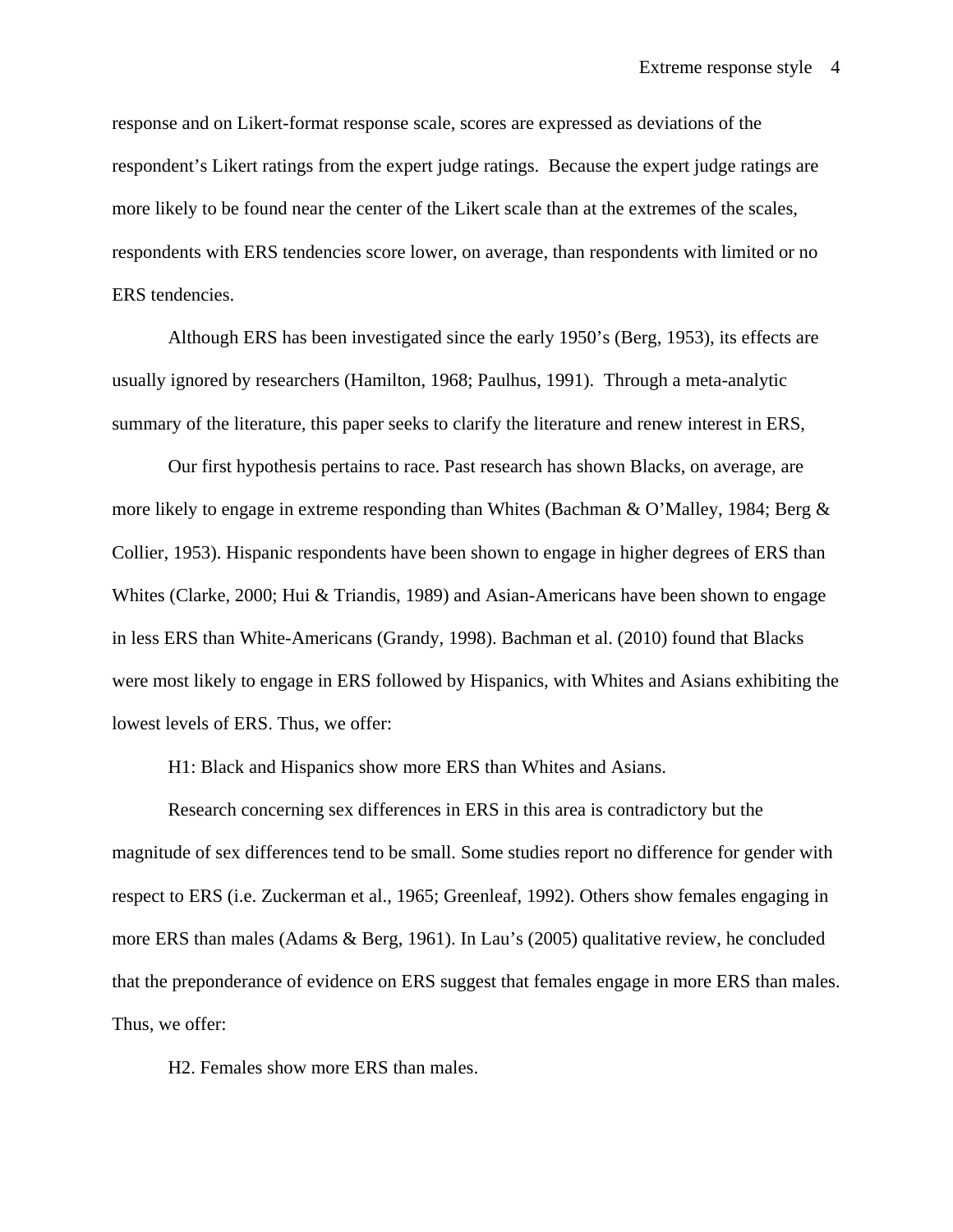response and on Likert-format response scale, scores are expressed as deviations of the respondent's Likert ratings from the expert judge ratings. Because the expert judge ratings are more likely to be found near the center of the Likert scale than at the extremes of the scales, respondents with ERS tendencies score lower, on average, than respondents with limited or no ERS tendencies.

Although ERS has been investigated since the early 1950's (Berg, 1953), its effects are usually ignored by researchers (Hamilton, 1968; Paulhus, 1991). Through a meta-analytic summary of the literature, this paper seeks to clarify the literature and renew interest in ERS,

Our first hypothesis pertains to race. Past research has shown Blacks, on average, are more likely to engage in extreme responding than Whites (Bachman & O'Malley, 1984; Berg & Collier, 1953). Hispanic respondents have been shown to engage in higher degrees of ERS than Whites (Clarke, 2000; Hui & Triandis, 1989) and Asian-Americans have been shown to engage in less ERS than White-Americans (Grandy, 1998). Bachman et al. (2010) found that Blacks were most likely to engage in ERS followed by Hispanics, with Whites and Asians exhibiting the lowest levels of ERS. Thus, we offer:

H1: Black and Hispanics show more ERS than Whites and Asians.

Research concerning sex differences in ERS in this area is contradictory but the magnitude of sex differences tend to be small. Some studies report no difference for gender with respect to ERS (i.e. Zuckerman et al., 1965; Greenleaf, 1992). Others show females engaging in more ERS than males (Adams & Berg, 1961). In Lau's (2005) qualitative review, he concluded that the preponderance of evidence on ERS suggest that females engage in more ERS than males. Thus, we offer:

H2. Females show more ERS than males.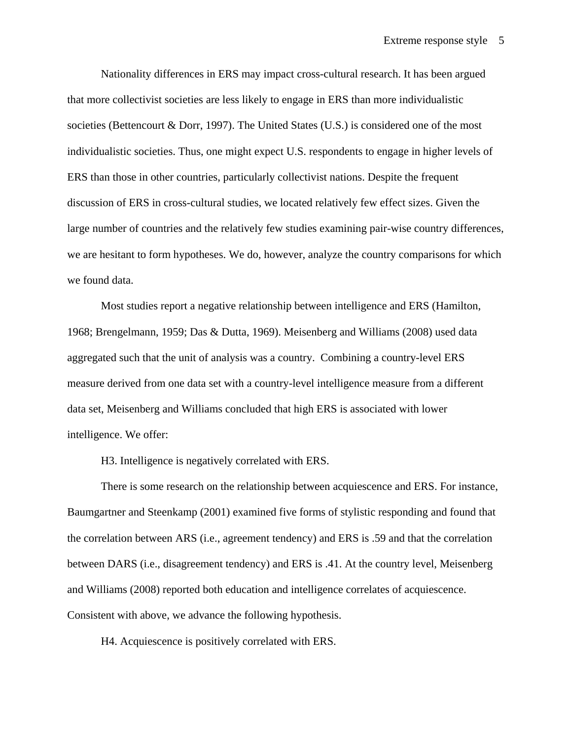Nationality differences in ERS may impact cross-cultural research. It has been argued that more collectivist societies are less likely to engage in ERS than more individualistic societies (Bettencourt & Dorr, 1997). The United States (U.S.) is considered one of the most individualistic societies. Thus, one might expect U.S. respondents to engage in higher levels of ERS than those in other countries, particularly collectivist nations. Despite the frequent discussion of ERS in cross-cultural studies, we located relatively few effect sizes. Given the large number of countries and the relatively few studies examining pair-wise country differences, we are hesitant to form hypotheses. We do, however, analyze the country comparisons for which we found data.

Most studies report a negative relationship between intelligence and ERS (Hamilton, 1968; Brengelmann, 1959; Das & Dutta, 1969). Meisenberg and Williams (2008) used data aggregated such that the unit of analysis was a country. Combining a country-level ERS measure derived from one data set with a country-level intelligence measure from a different data set, Meisenberg and Williams concluded that high ERS is associated with lower intelligence. We offer:

H3. Intelligence is negatively correlated with ERS.

There is some research on the relationship between acquiescence and ERS. For instance, Baumgartner and Steenkamp (2001) examined five forms of stylistic responding and found that the correlation between ARS (i.e., agreement tendency) and ERS is .59 and that the correlation between DARS (i.e., disagreement tendency) and ERS is .41. At the country level, Meisenberg and Williams (2008) reported both education and intelligence correlates of acquiescence. Consistent with above, we advance the following hypothesis.

H4. Acquiescence is positively correlated with ERS.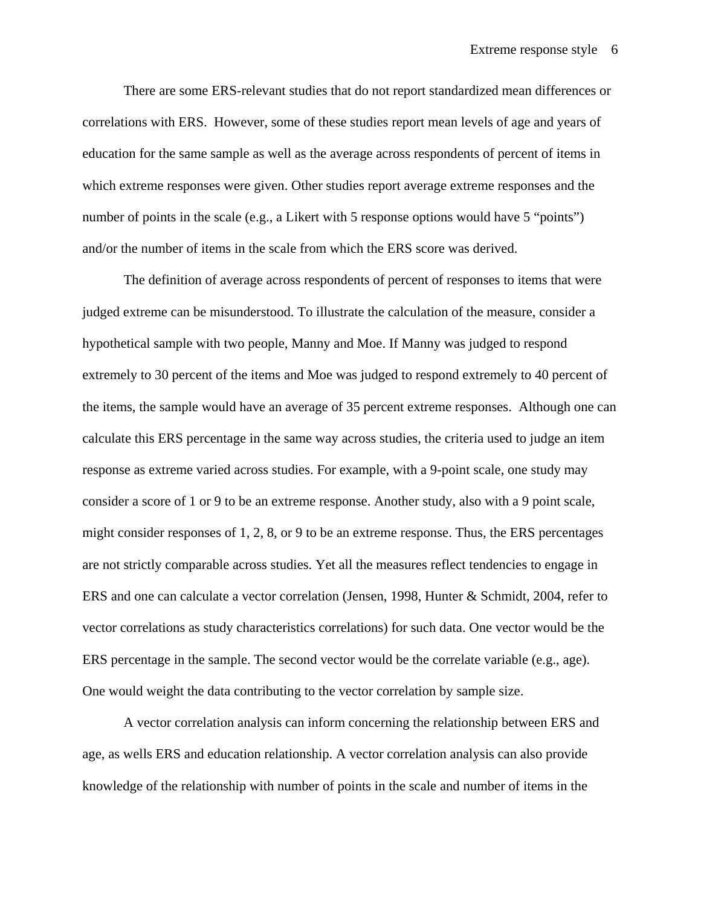There are some ERS-relevant studies that do not report standardized mean differences or correlations with ERS.  However, some of these studies report mean levels of age and years of education for the same sample as well as the average across respondents of percent of items in which extreme responses were given. Other studies report average extreme responses and the number of points in the scale (e.g., a Likert with 5 response options would have 5 "points") and/or the number of items in the scale from which the ERS score was derived.

The definition of average across respondents of percent of responses to items that were judged extreme can be misunderstood. To illustrate the calculation of the measure, consider a hypothetical sample with two people, Manny and Moe. If Manny was judged to respond extremely to 30 percent of the items and Moe was judged to respond extremely to 40 percent of the items, the sample would have an average of 35 percent extreme responses.  Although one can calculate this ERS percentage in the same way across studies, the criteria used to judge an item response as extreme varied across studies. For example, with a 9-point scale, one study may consider a score of 1 or 9 to be an extreme response. Another study, also with a 9 point scale, might consider responses of 1, 2, 8, or 9 to be an extreme response. Thus, the ERS percentages are not strictly comparable across studies. Yet all the measures reflect tendencies to engage in ERS and one can calculate a vector correlation (Jensen, 1998, Hunter & Schmidt, 2004, refer to vector correlations as study characteristics correlations) for such data. One vector would be the ERS percentage in the sample. The second vector would be the correlate variable (e.g., age). One would weight the data contributing to the vector correlation by sample size.

A vector correlation analysis can inform concerning the relationship between ERS and age, as wells ERS and education relationship. A vector correlation analysis can also provide knowledge of the relationship with number of points in the scale and number of items in the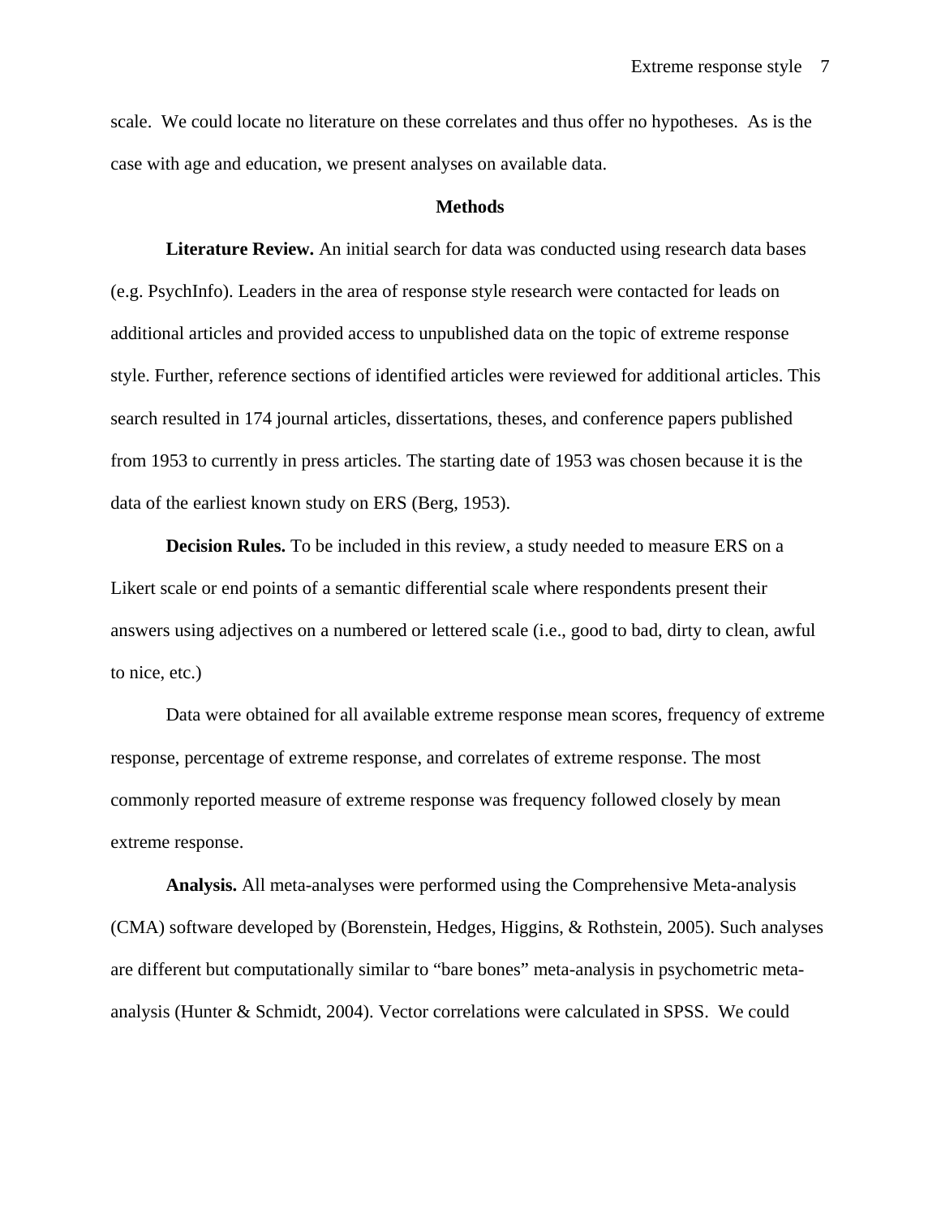scale. We could locate no literature on these correlates and thus offer no hypotheses. As is the case with age and education, we present analyses on available data.

## Methods

**Literature Review.** An initial search for data was conducted using research data bases (e.g. PsychInfo). Leaders in the area of response style research were contacted for leads on additional articles and provided access to unpublished data on the topic of extreme response style. Further, reference sections of identified articles were reviewed for additional articles. This search resulted in 174 journal articles, dissertations, theses, and conference papers published from 1953 to currently in press articles. The starting date of 1953 was chosen because it is the data of the earliest known study on ERS (Berg, 1953).

**Decision Rules.** To be included in this review, a study needed to measure ERS on a Likert scale or end points of a semantic differential scale where respondents present their answers using adjectives on a numbered or lettered scale (i.e., good to bad, dirty to clean, awful to nice, etc.)

Data were obtained for all available extreme response mean scores, frequency of extreme response, percentage of extreme response, and correlates of extreme response. The most commonly reported measure of extreme response was frequency followed closely by mean extreme response.

**Analysis.** All meta-analyses were performed using the Comprehensive Meta-analysis (CMA) software developed by (Borenstein, Hedges, Higgins, & Rothstein, 2005). Such analyses are different but computationally similar to "bare bones" meta-analysis in psychometric meta-analysis (Hunter & Schmidt, 2004). Vector correlations were calculated in SPSS. We could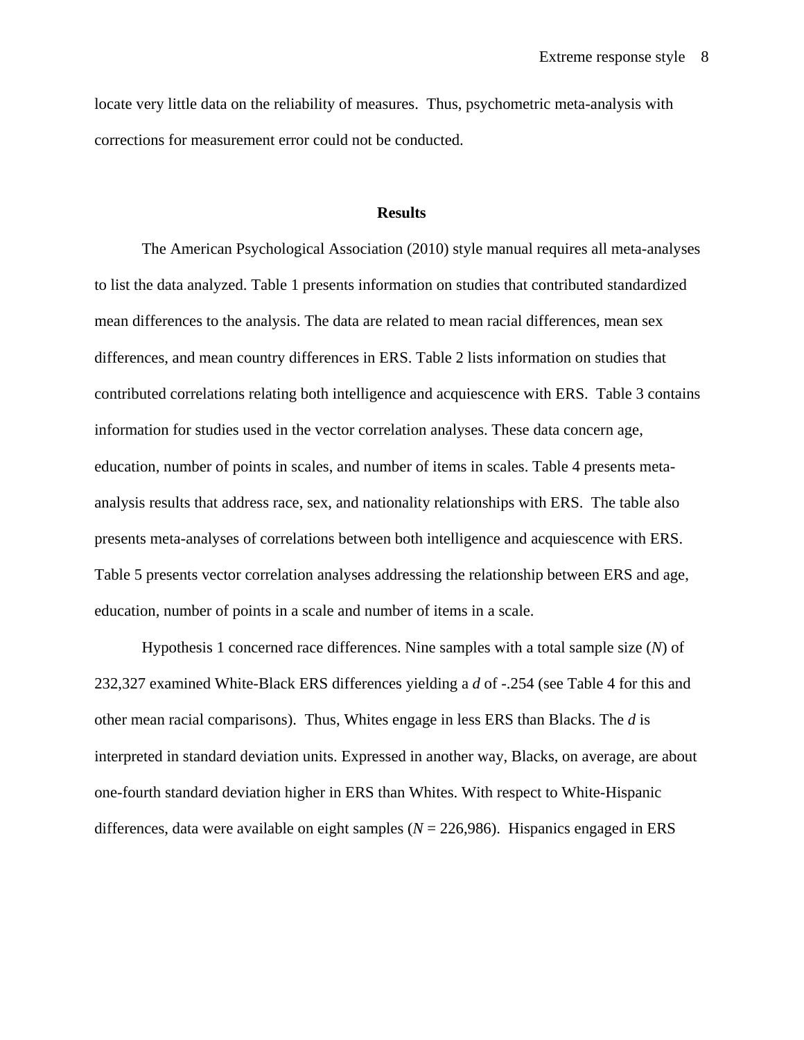locate very little data on the reliability of measures. Thus, psychometric meta-analysis with corrections for measurement error could not be conducted.

## Results

The American Psychological Association (2010) style manual requires all meta-analyses to list the data analyzed. Table 1 presents information on studies that contributed standardized mean differences to the analysis. The data are related to mean racial differences, mean sex differences, and mean country differences in ERS. Table 2 lists information on studies that contributed correlations relating both intelligence and acquiescence with ERS. Table 3 contains information for studies used in the vector correlation analyses. These data concern age, education, number of points in scales, and number of items in scales. Table 4 presents meta-analysis results that address race, sex, and nationality relationships with ERS. The table also presents meta-analyses of correlations between both intelligence and acquiescence with ERS. Table 5 presents vector correlation analyses addressing the relationship between ERS and age, education, number of points in a scale and number of items in a scale.

Hypothesis 1 concerned race differences. Nine samples with a total sample size ($N$) of 232,327 examined White-Black ERS differences yielding a $d$ of -.254 (see Table 4 for this and other mean racial comparisons). Thus, Whites engage in less ERS than Blacks. The $d$ is interpreted in standard deviation units. Expressed in another way, Blacks, on average, are about one-fourth standard deviation higher in ERS than Whites. With respect to White-Hispanic differences, data were available on eight samples ($N$ = 226,986). Hispanics engaged in ERS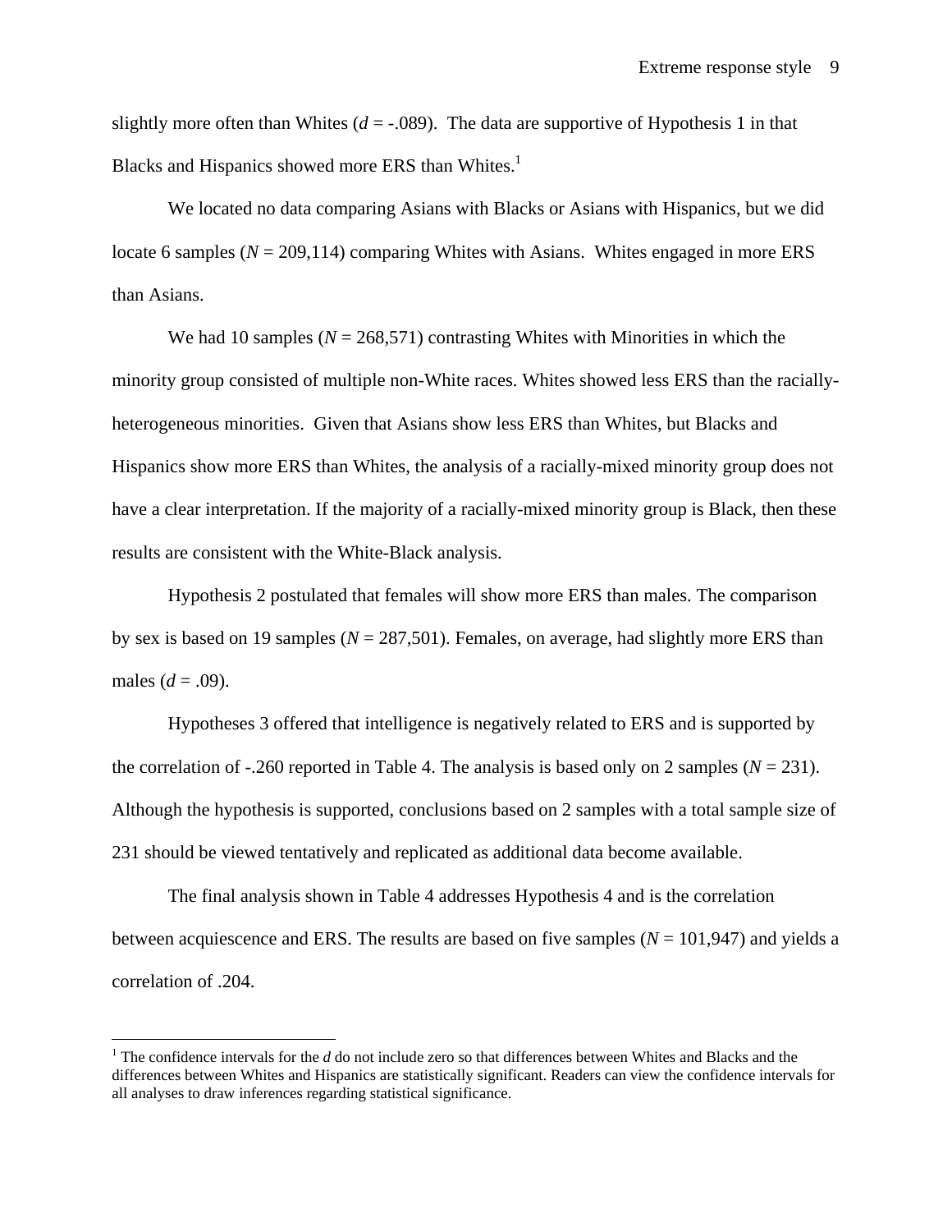slightly more often than Whites ($d$ = -.089). The data are supportive of Hypothesis 1 in that Blacks and Hispanics showed more ERS than Whites.[1]

We located no data comparing Asians with Blacks or Asians with Hispanics, but we did locate 6 samples ($N$ = 209,114) comparing Whites with Asians. Whites engaged in more ERS than Asians.

We had 10 samples ($N$ = 268,571) contrasting Whites with Minorities in which the minority group consisted of multiple non-White races. Whites showed less ERS than the racially-heterogeneous minorities. Given that Asians show less ERS than Whites, but Blacks and Hispanics show more ERS than Whites, the analysis of a racially-mixed minority group does not have a clear interpretation. If the majority of a racially-mixed minority group is Black, then these results are consistent with the White-Black analysis.

Hypothesis 2 postulated that females will show more ERS than males. The comparison by sex is based on 19 samples ($N$ = 287,501). Females, on average, had slightly more ERS than males ($d$ = .09).

Hypotheses 3 offered that intelligence is negatively related to ERS and is supported by the correlation of -.260 reported in Table 4. The analysis is based only on 2 samples ($N$ = 231). Although the hypothesis is supported, conclusions based on 2 samples with a total sample size of 231 should be viewed tentatively and replicated as additional data become available.

The final analysis shown in Table 4 addresses Hypothesis 4 and is the correlation between acquiescence and ERS. The results are based on five samples ($N$ = 101,947) and yields a correlation of .204.

[1] The confidence intervals for the $d$ do not include zero so that differences between Whites and Blacks and the differences between Whites and Hispanics are statistically significant. Readers can view the confidence intervals for all analyses to draw inferences regarding statistical significance.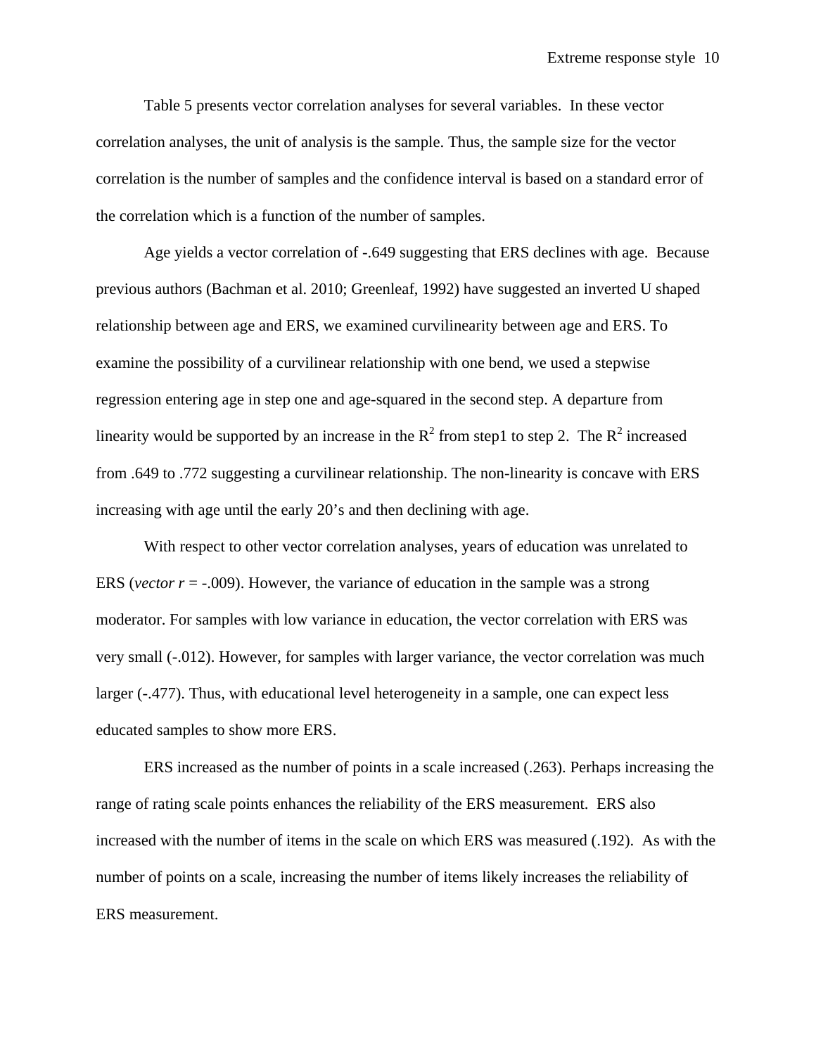Table 5 presents vector correlation analyses for several variables. In these vector correlation analyses, the unit of analysis is the sample. Thus, the sample size for the vector correlation is the number of samples and the confidence interval is based on a standard error of the correlation which is a function of the number of samples.

Age yields a vector correlation of -.649 suggesting that ERS declines with age. Because previous authors (Bachman et al. 2010; Greenleaf, 1992) have suggested an inverted U shaped relationship between age and ERS, we examined curvilinearity between age and ERS. To examine the possibility of a curvilinear relationship with one bend, we used a stepwise regression entering age in step one and age-squared in the second step. A departure from linearity would be supported by an increase in the $R^2$ from step1 to step 2. The $R^2$ increased from .649 to .772 suggesting a curvilinear relationship. The non-linearity is concave with ERS increasing with age until the early 20's and then declining with age.

With respect to other vector correlation analyses, years of education was unrelated to ERS (*vector r* = -.009). However, the variance of education in the sample was a strong moderator. For samples with low variance in education, the vector correlation with ERS was very small (-.012). However, for samples with larger variance, the vector correlation was much larger (-.477). Thus, with educational level heterogeneity in a sample, one can expect less educated samples to show more ERS.

ERS increased as the number of points in a scale increased (.263). Perhaps increasing the range of rating scale points enhances the reliability of the ERS measurement. ERS also increased with the number of items in the scale on which ERS was measured (.192). As with the number of points on a scale, increasing the number of items likely increases the reliability of ERS measurement.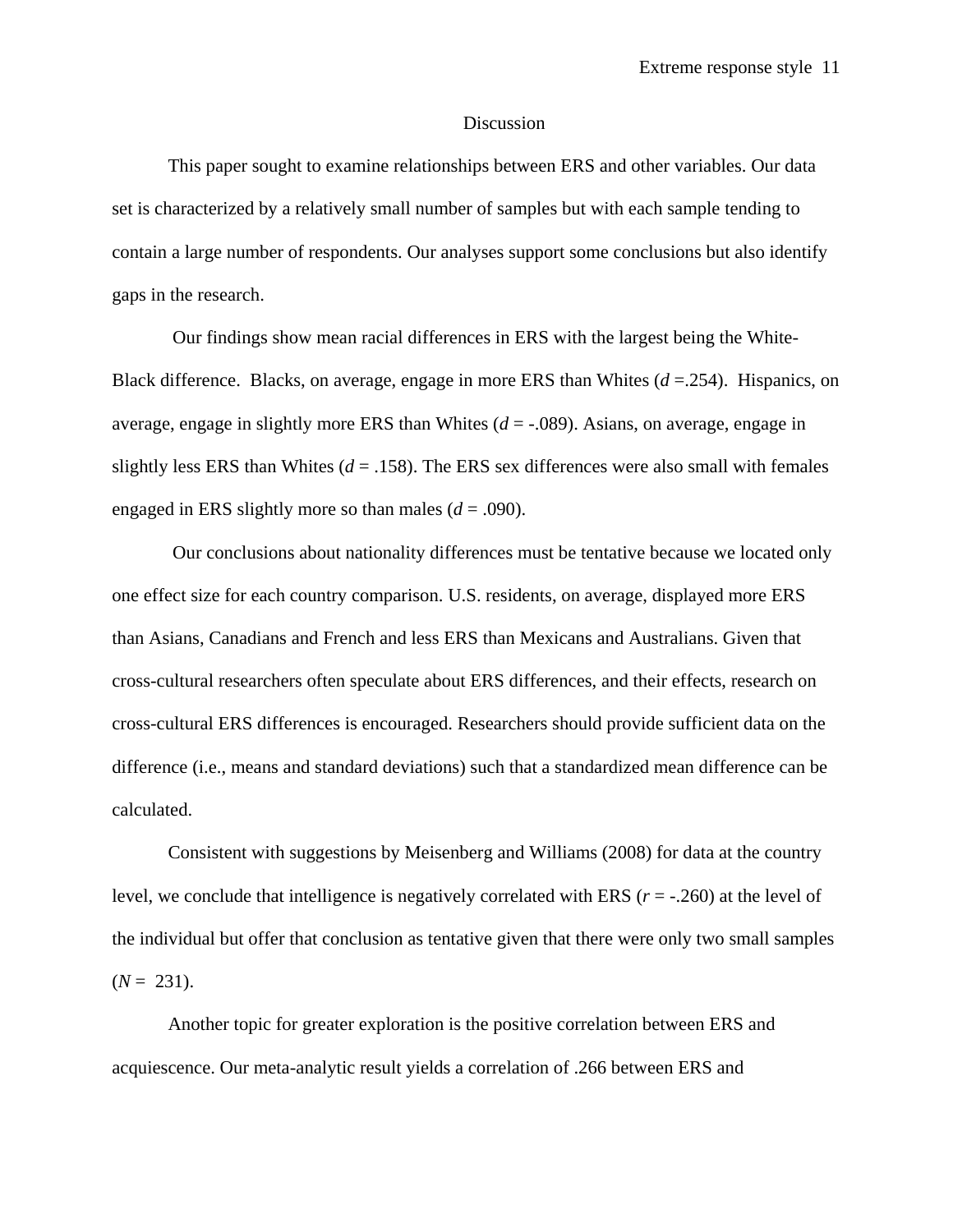## Discussion

This paper sought to examine relationships between ERS and other variables. Our data set is characterized by a relatively small number of samples but with each sample tending to contain a large number of respondents. Our analyses support some conclusions but also identify gaps in the research.

Our findings show mean racial differences in ERS with the largest being the White-Black difference. Blacks, on average, engage in more ERS than Whites ($d$ =.254). Hispanics, on average, engage in slightly more ERS than Whites ($d$ = -.089). Asians, on average, engage in slightly less ERS than Whites ($d$ = .158). The ERS sex differences were also small with females engaged in ERS slightly more so than males ($d$ = .090).

Our conclusions about nationality differences must be tentative because we located only one effect size for each country comparison. U.S. residents, on average, displayed more ERS than Asians, Canadians and French and less ERS than Mexicans and Australians. Given that cross-cultural researchers often speculate about ERS differences, and their effects, research on cross-cultural ERS differences is encouraged. Researchers should provide sufficient data on the difference (i.e., means and standard deviations) such that a standardized mean difference can be calculated.

Consistent with suggestions by Meisenberg and Williams (2008) for data at the country level, we conclude that intelligence is negatively correlated with ERS ($r$ = -.260) at the level of the individual but offer that conclusion as tentative given that there were only two small samples ($N$ = 231).

Another topic for greater exploration is the positive correlation between ERS and acquiescence. Our meta-analytic result yields a correlation of .266 between ERS and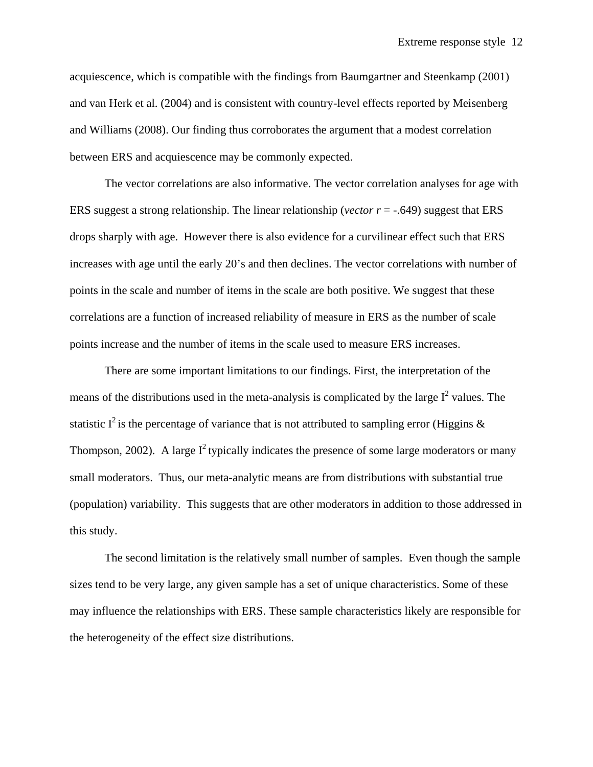acquiescence, which is compatible with the findings from Baumgartner and Steenkamp (2001) and van Herk et al. (2004) and is consistent with country-level effects reported by Meisenberg and Williams (2008). Our finding thus corroborates the argument that a modest correlation between ERS and acquiescence may be commonly expected.

The vector correlations are also informative. The vector correlation analyses for age with ERS suggest a strong relationship. The linear relationship (*vector r* = -.649) suggest that ERS drops sharply with age. However there is also evidence for a curvilinear effect such that ERS increases with age until the early 20's and then declines. The vector correlations with number of points in the scale and number of items in the scale are both positive. We suggest that these correlations are a function of increased reliability of measure in ERS as the number of scale points increase and the number of items in the scale used to measure ERS increases.

There are some important limitations to our findings. First, the interpretation of the means of the distributions used in the meta-analysis is complicated by the large $I^2$ values. The statistic $I^2$ is the percentage of variance that is not attributed to sampling error (Higgins & Thompson, 2002). A large $I^2$ typically indicates the presence of some large moderators or many small moderators. Thus, our meta-analytic means are from distributions with substantial true (population) variability. This suggests that are other moderators in addition to those addressed in this study.

The second limitation is the relatively small number of samples. Even though the sample sizes tend to be very large, any given sample has a set of unique characteristics. Some of these may influence the relationships with ERS. These sample characteristics likely are responsible for the heterogeneity of the effect size distributions.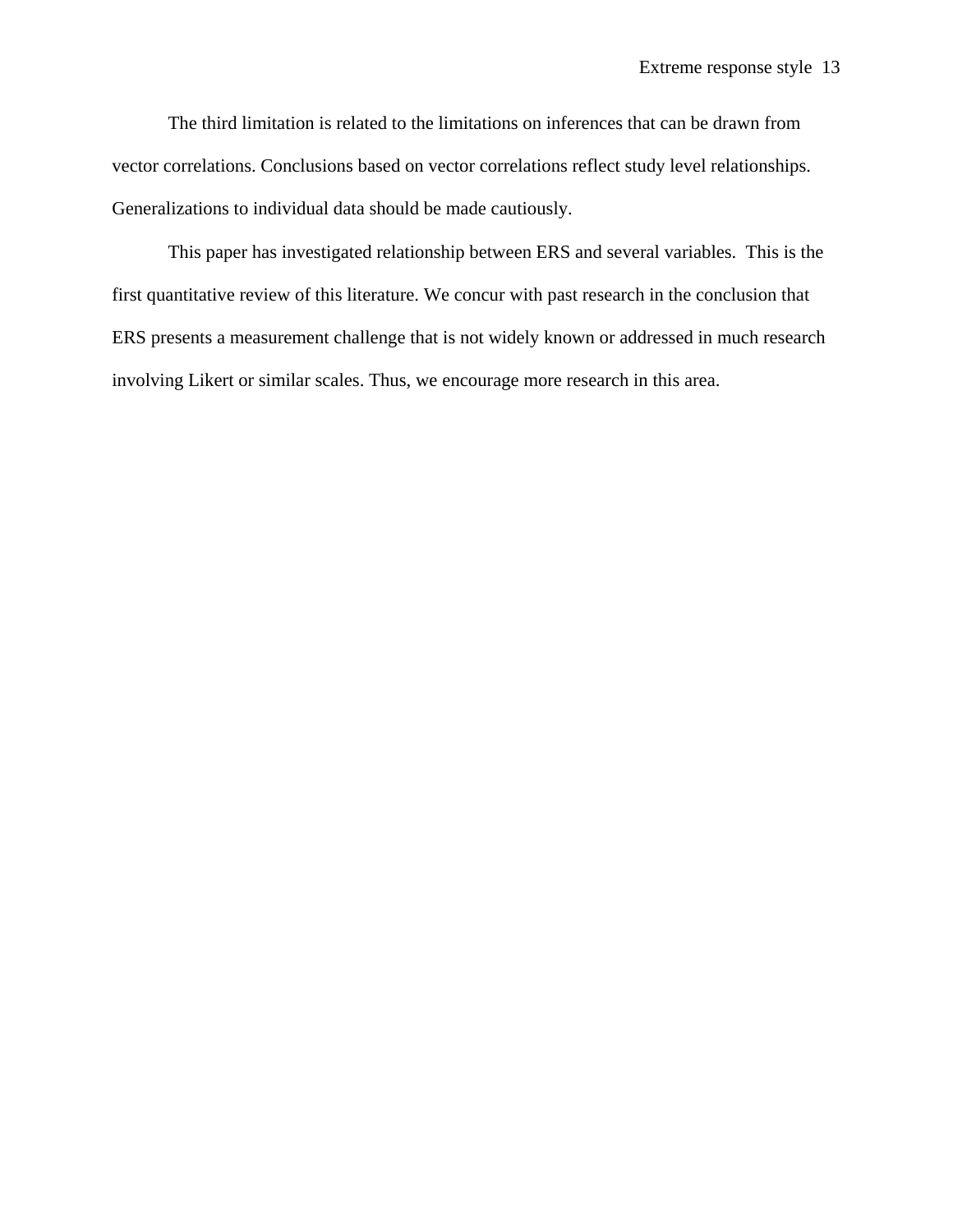The third limitation is related to the limitations on inferences that can be drawn from vector correlations. Conclusions based on vector correlations reflect study level relationships. Generalizations to individual data should be made cautiously.

This paper has investigated relationship between ERS and several variables. This is the first quantitative review of this literature. We concur with past research in the conclusion that ERS presents a measurement challenge that is not widely known or addressed in much research involving Likert or similar scales. Thus, we encourage more research in this area.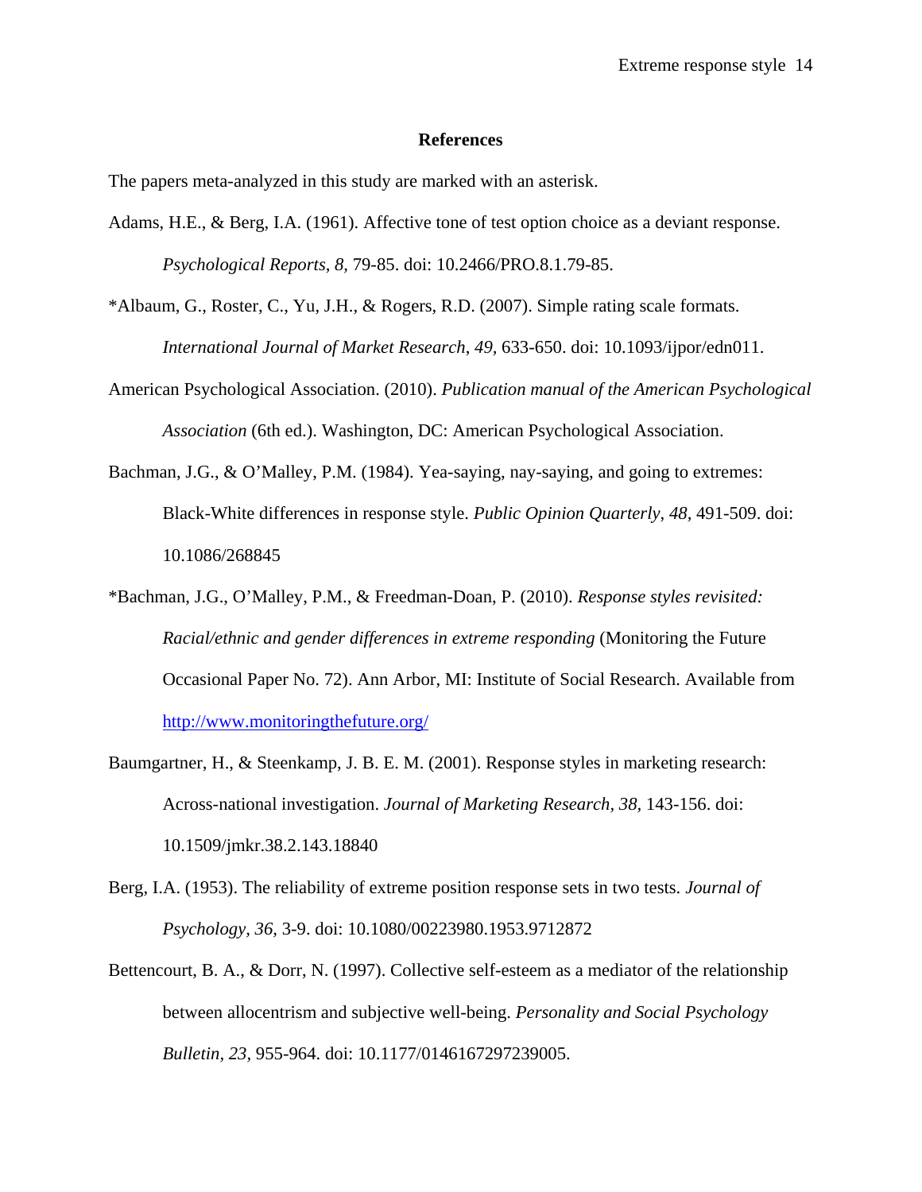## References

The papers meta-analyzed in this study are marked with an asterisk.

Adams, H.E., & Berg, I.A. (1961). Affective tone of test option choice as a deviant response. *Psychological Reports*, *8*, 79-85. doi: 10.2466/PRO.8.1.79-85.

*Albaum, G., Roster, C., Yu, J.H., & Rogers, R.D. (2007). Simple rating scale formats. *International Journal of Market Research, 49,* 633-650. doi: 10.1093/ijpor/edn011.

American Psychological Association. (2010). *Publication manual of the American Psychological Association* (6th ed.). Washington, DC: American Psychological Association.

Bachman, J.G., & O'Malley, P.M. (1984). Yea-saying, nay-saying, and going to extremes: Black-White differences in response style. *Public Opinion Quarterly*, *48,* 491-509. doi: 10.1086/268845

*Bachman, J.G., O'Malley, P.M., & Freedman-Doan, P. (2010). *Response styles revisited: Racial/ethnic and gender differences in extreme responding* (Monitoring the Future Occasional Paper No. 72). Ann Arbor, MI: Institute of Social Research. Available from http://www.monitoringthefuture.org/

Baumgartner, H., & Steenkamp, J. B. E. M. (2001). Response styles in marketing research: Across-national investigation. *Journal of Marketing Research, 38,* 143-156. doi: 10.1509/jmkr.38.2.143.18840

Berg, I.A. (1953). The reliability of extreme position response sets in two tests. *Journal of Psychology, 36,* 3-9. doi: 10.1080/00223980.1953.9712872

Bettencourt, B. A., & Dorr, N. (1997). Collective self-esteem as a mediator of the relationship between allocentrism and subjective well-being. *Personality and Social Psychology Bulletin*, *23,* 955-964. doi: 10.1177/0146167297239005.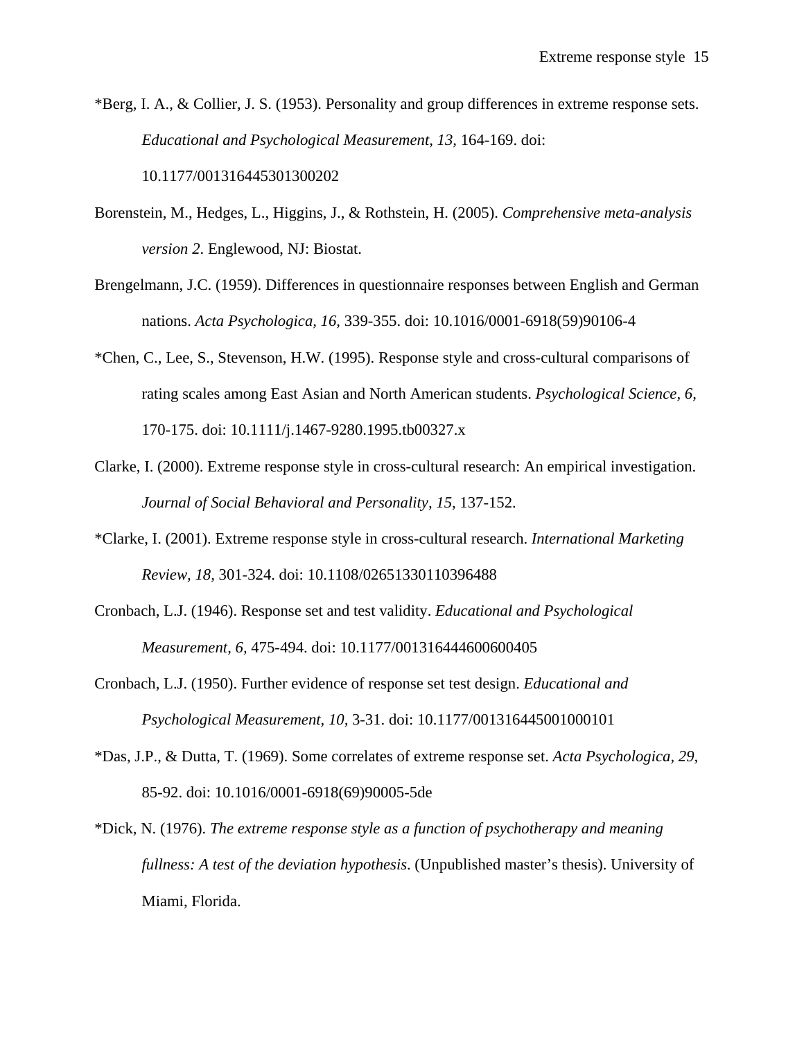*Berg, I. A., & Collier, J. S. (1953). Personality and group differences in extreme response sets. *Educational and Psychological Measurement, 13,* 164-169. doi: 10.1177/001316445301300202

Borenstein, M., Hedges, L., Higgins, J., & Rothstein, H. (2005). *Comprehensive meta-analysis version 2*. Englewood, NJ: Biostat.

Brengelmann, J.C. (1959). Differences in questionnaire responses between English and German nations. *Acta Psychologica, 16,* 339-355. doi: 10.1016/0001-6918(59)90106-4

*Chen, C., Lee, S., Stevenson, H.W. (1995). Response style and cross-cultural comparisons of rating scales among East Asian and North American students. *Psychological Science, 6,* 170-175. doi: 10.1111/j.1467-9280.1995.tb00327.x

Clarke, I. (2000). Extreme response style in cross-cultural research: An empirical investigation. *Journal of Social Behavioral and Personality, 15,* 137-152.

*Clarke, I. (2001). Extreme response style in cross-cultural research. *International Marketing Review, 18,* 301-324. doi: 10.1108/02651330110396488

Cronbach, L.J. (1946). Response set and test validity. *Educational and Psychological Measurement, 6,* 475-494. doi: 10.1177/001316444600600405

Cronbach, L.J. (1950). Further evidence of response set test design. *Educational and Psychological Measurement, 10,* 3-31. doi: 10.1177/001316445001000101

*Das, J.P., & Dutta, T. (1969). Some correlates of extreme response set. *Acta Psychologica, 29,* 85-92. doi: 10.1016/0001-6918(69)90005-5de

*Dick, N. (1976). *The extreme response style as a function of psychotherapy and meaning fullness: A test of the deviation hypothesis*. (Unpublished master's thesis). University of Miami, Florida.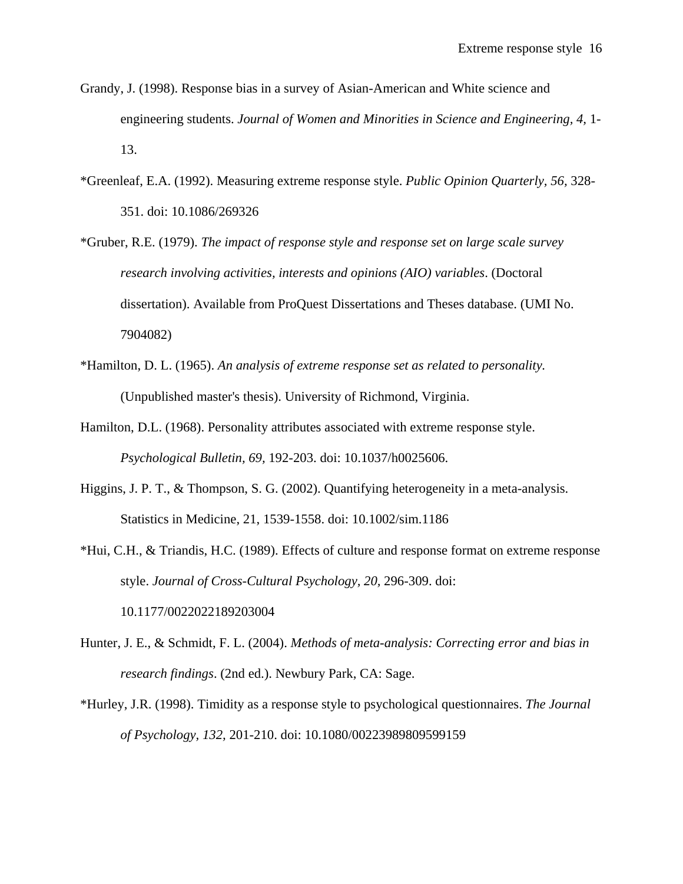Grandy, J. (1998). Response bias in a survey of Asian-American and White science and engineering students. *Journal of Women and Minorities in Science and Engineering, 4,* 1-13.

*Greenleaf, E.A. (1992). Measuring extreme response style. *Public Opinion Quarterly, 56,* 328-351. doi: 10.1086/269326

*Gruber, R.E. (1979). *The impact of response style and response set on large scale survey research involving activities, interests and opinions (AIO) variables*. (Doctoral dissertation). Available from ProQuest Dissertations and Theses database. (UMI No. 7904082)

*Hamilton, D. L. (1965). *An analysis of extreme response set as related to personality.* (Unpublished master's thesis). University of Richmond, Virginia.

Hamilton, D.L. (1968). Personality attributes associated with extreme response style. *Psychological Bulletin, 69,* 192-203. doi: 10.1037/h0025606.

Higgins, J. P. T., & Thompson, S. G. (2002). Quantifying heterogeneity in a meta-analysis. Statistics in Medicine, 21, 1539-1558. doi: 10.1002/sim.1186

*Hui, C.H., & Triandis, H.C. (1989). Effects of culture and response format on extreme response style. *Journal of Cross-Cultural Psychology, 20,* 296-309. doi: 10.1177/0022022189203004

Hunter, J. E., & Schmidt, F. L. (2004). *Methods of meta-analysis: Correcting error and bias in research findings*. (2nd ed.). Newbury Park, CA: Sage.

*Hurley, J.R. (1998). Timidity as a response style to psychological questionnaires. *The Journal of Psychology, 132,* 201-210. doi: 10.1080/00223989809599159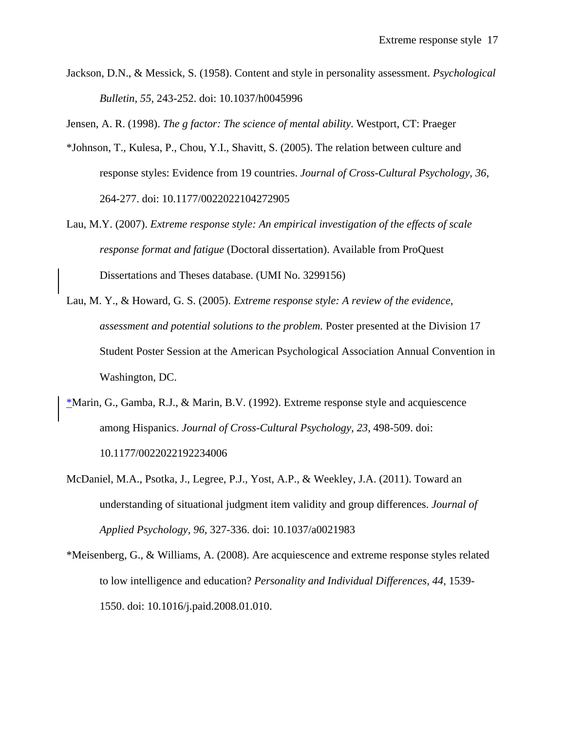Jackson, D.N., & Messick, S. (1958). Content and style in personality assessment. *Psychological Bulletin, 55*, 243-252. doi: 10.1037/h0045996

Jensen, A. R. (1998). *The g factor: The science of mental ability*. Westport, CT: Praeger

*Johnson, T., Kulesa, P., Chou, Y.I., Shavitt, S. (2005). The relation between culture and response styles: Evidence from 19 countries. *Journal of Cross-Cultural Psychology, 36*, 264-277. doi: 10.1177/0022022104272905

Lau, M.Y. (2007). *Extreme response style: An empirical investigation of the effects of scale response format and fatigue* (Doctoral dissertation). Available from ProQuest Dissertations and Theses database. (UMI No. 3299156)

Lau, M. Y., & Howard, G. S. (2005). *Extreme response style: A review of the evidence, assessment and potential solutions to the problem.* Poster presented at the Division 17 Student Poster Session at the American Psychological Association Annual Convention in Washington, DC.

*Marin, G., Gamba, R.J., & Marin, B.V. (1992). Extreme response style and acquiescence among Hispanics. *Journal of Cross-Cultural Psychology, 23*, 498-509. doi: 10.1177/0022022192234006

McDaniel, M.A., Psotka, J., Legree, P.J., Yost, A.P., & Weekley, J.A. (2011). Toward an understanding of situational judgment item validity and group differences. *Journal of Applied Psychology, 96*, 327-336. doi: 10.1037/a0021983

*Meisenberg, G., & Williams, A. (2008). Are acquiescence and extreme response styles related to low intelligence and education? *Personality and Individual Differences, 44,* 1539-1550. doi: 10.1016/j.paid.2008.01.010.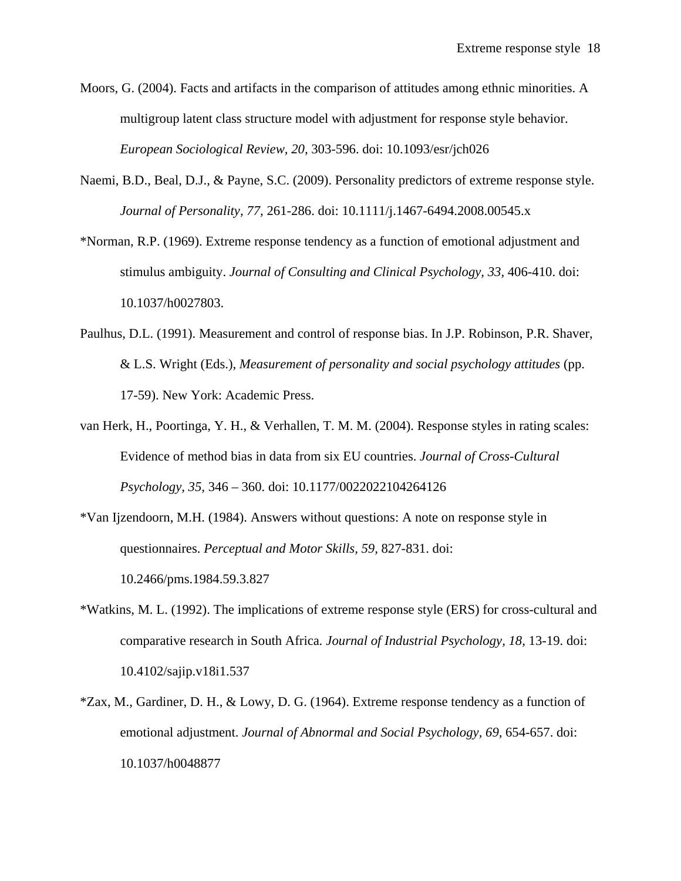Moors, G. (2004). Facts and artifacts in the comparison of attitudes among ethnic minorities. A multigroup latent class structure model with adjustment for response style behavior. *European Sociological Review, 20,* 303-596. doi: 10.1093/esr/jch026

Naemi, B.D., Beal, D.J., & Payne, S.C. (2009). Personality predictors of extreme response style. *Journal of Personality, 77,* 261-286. doi: 10.1111/j.1467-6494.2008.00545.x

*Norman, R.P. (1969). Extreme response tendency as a function of emotional adjustment and stimulus ambiguity. *Journal of Consulting and Clinical Psychology, 33,* 406-410. doi: 10.1037/h0027803.

Paulhus, D.L. (1991). Measurement and control of response bias. In J.P. Robinson, P.R. Shaver, & L.S. Wright (Eds.), *Measurement of personality and social psychology attitudes* (pp. 17-59). New York: Academic Press.

van Herk, H., Poortinga, Y. H., & Verhallen, T. M. M. (2004). Response styles in rating scales: Evidence of method bias in data from six EU countries. *Journal of Cross-Cultural Psychology, 35,* 346 – 360. doi: 10.1177/0022022104264126

*Van Ijzendoorn, M.H. (1984). Answers without questions: A note on response style in questionnaires. *Perceptual and Motor Skills, 59,* 827-831. doi: 10.2466/pms.1984.59.3.827

*Watkins, M. L. (1992). The implications of extreme response style (ERS) for cross-cultural and comparative research in South Africa. *Journal of Industrial Psychology, 18,* 13-19. doi: 10.4102/sajip.v18i1.537

*Zax, M., Gardiner, D. H., & Lowy, D. G. (1964). Extreme response tendency as a function of emotional adjustment. *Journal of Abnormal and Social Psychology, 69,* 654-657. doi: 10.1037/h0048877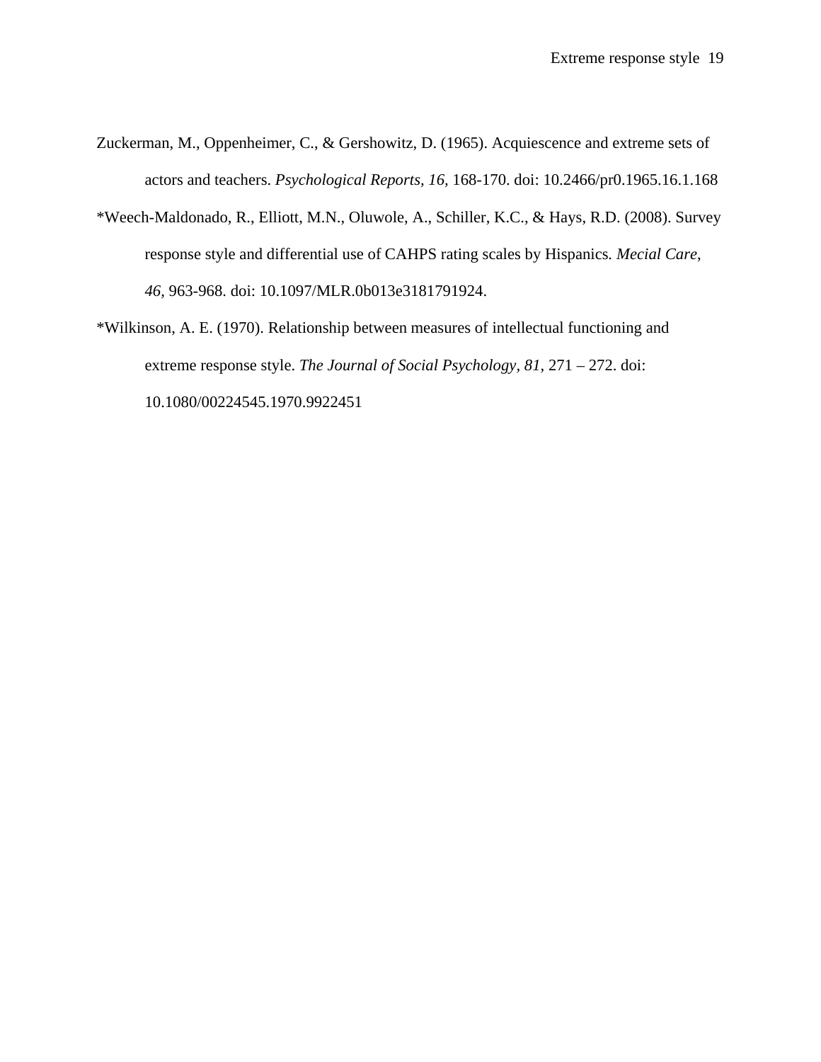Zuckerman, M., Oppenheimer, C., & Gershowitz, D. (1965). Acquiescence and extreme sets of actors and teachers. *Psychological Reports, 16,* 168-170. doi: 10.2466/pr0.1965.16.1.168

*Weech-Maldonado, R., Elliott, M.N., Oluwole, A., Schiller, K.C., & Hays, R.D. (2008). Survey response style and differential use of CAHPS rating scales by Hispanics. *Mecial Care*, *46,* 963-968. doi: 10.1097/MLR.0b013e3181791924.

*Wilkinson, A. E. (1970). Relationship between measures of intellectual functioning and extreme response style. *The Journal of Social Psychology, 81,* 271 – 272. doi: 10.1080/00224545.1970.9922451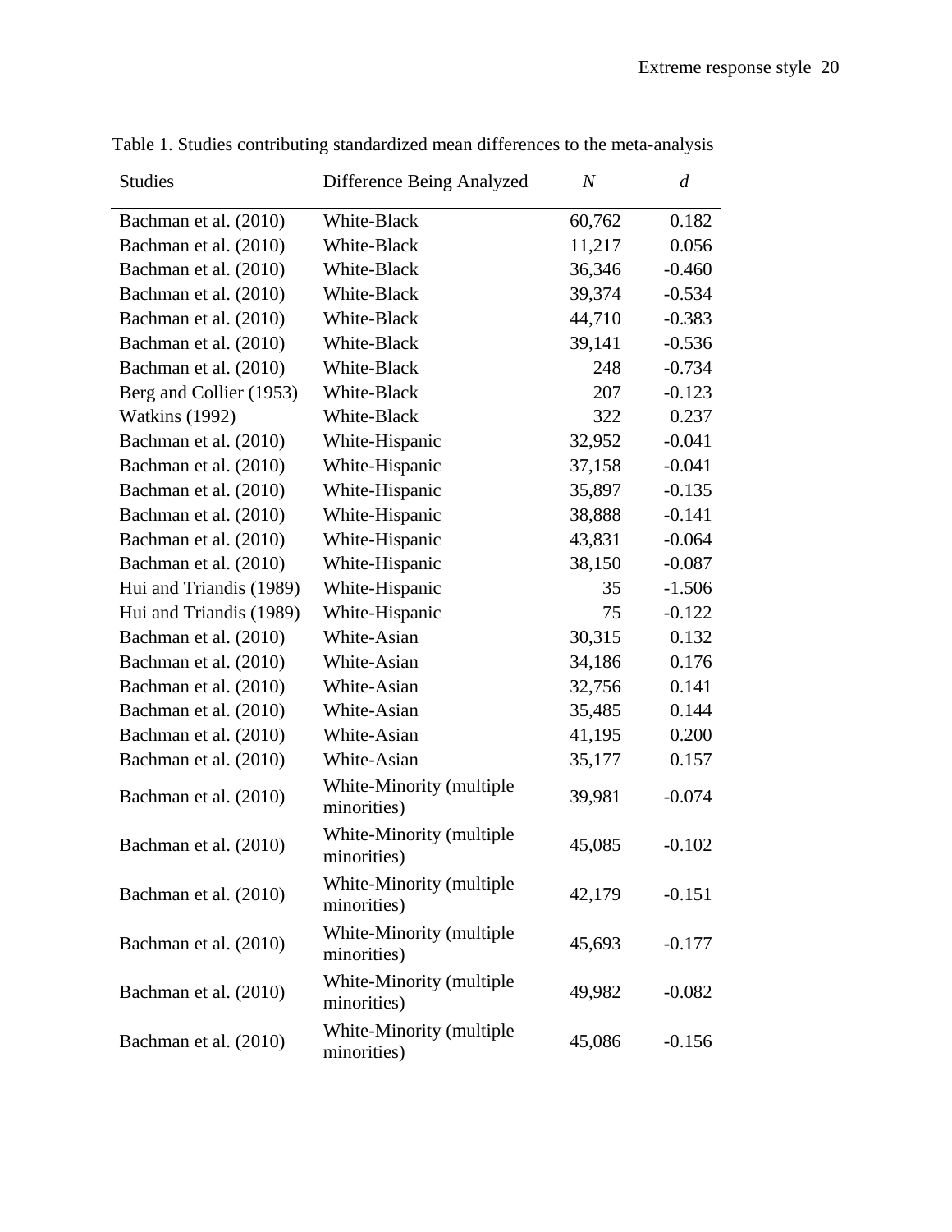Table 1. Studies contributing standardized mean differences to the meta-analysis

| Studies | Difference Being Analyzed | *N* | *d* |
|---|---|---|---|
| Bachman et al. (2010) | White-Black | 60,762 | 0.182 |
| Bachman et al. (2010) | White-Black | 11,217 | 0.056 |
| Bachman et al. (2010) | White-Black | 36,346 | -0.460 |
| Bachman et al. (2010) | White-Black | 39,374 | -0.534 |
| Bachman et al. (2010) | White-Black | 44,710 | -0.383 |
| Bachman et al. (2010) | White-Black | 39,141 | -0.536 |
| Bachman et al. (2010) | White-Black | 248 | -0.734 |
| Berg and Collier (1953) | White-Black | 207 | -0.123 |
| Watkins (1992) | White-Black | 322 | 0.237 |
| Bachman et al. (2010) | White-Hispanic | 32,952 | -0.041 |
| Bachman et al. (2010) | White-Hispanic | 37,158 | -0.041 |
| Bachman et al. (2010) | White-Hispanic | 35,897 | -0.135 |
| Bachman et al. (2010) | White-Hispanic | 38,888 | -0.141 |
| Bachman et al. (2010) | White-Hispanic | 43,831 | -0.064 |
| Bachman et al. (2010) | White-Hispanic | 38,150 | -0.087 |
| Hui and Triandis (1989) | White-Hispanic | 35 | -1.506 |
| Hui and Triandis (1989) | White-Hispanic | 75 | -0.122 |
| Bachman et al. (2010) | White-Asian | 30,315 | 0.132 |
| Bachman et al. (2010) | White-Asian | 34,186 | 0.176 |
| Bachman et al. (2010) | White-Asian | 32,756 | 0.141 |
| Bachman et al. (2010) | White-Asian | 35,485 | 0.144 |
| Bachman et al. (2010) | White-Asian | 41,195 | 0.200 |
| Bachman et al. (2010) | White-Asian | 35,177 | 0.157 |
| Bachman et al. (2010) | White-Minority (multiple minorities) | 39,981 | -0.074 |
| Bachman et al. (2010) | White-Minority (multiple minorities) | 45,085 | -0.102 |
| Bachman et al. (2010) | White-Minority (multiple minorities) | 42,179 | -0.151 |
| Bachman et al. (2010) | White-Minority (multiple minorities) | 45,693 | -0.177 |
| Bachman et al. (2010) | White-Minority (multiple minorities) | 49,982 | -0.082 |
| Bachman et al. (2010) | White-Minority (multiple minorities) | 45,086 | -0.156 |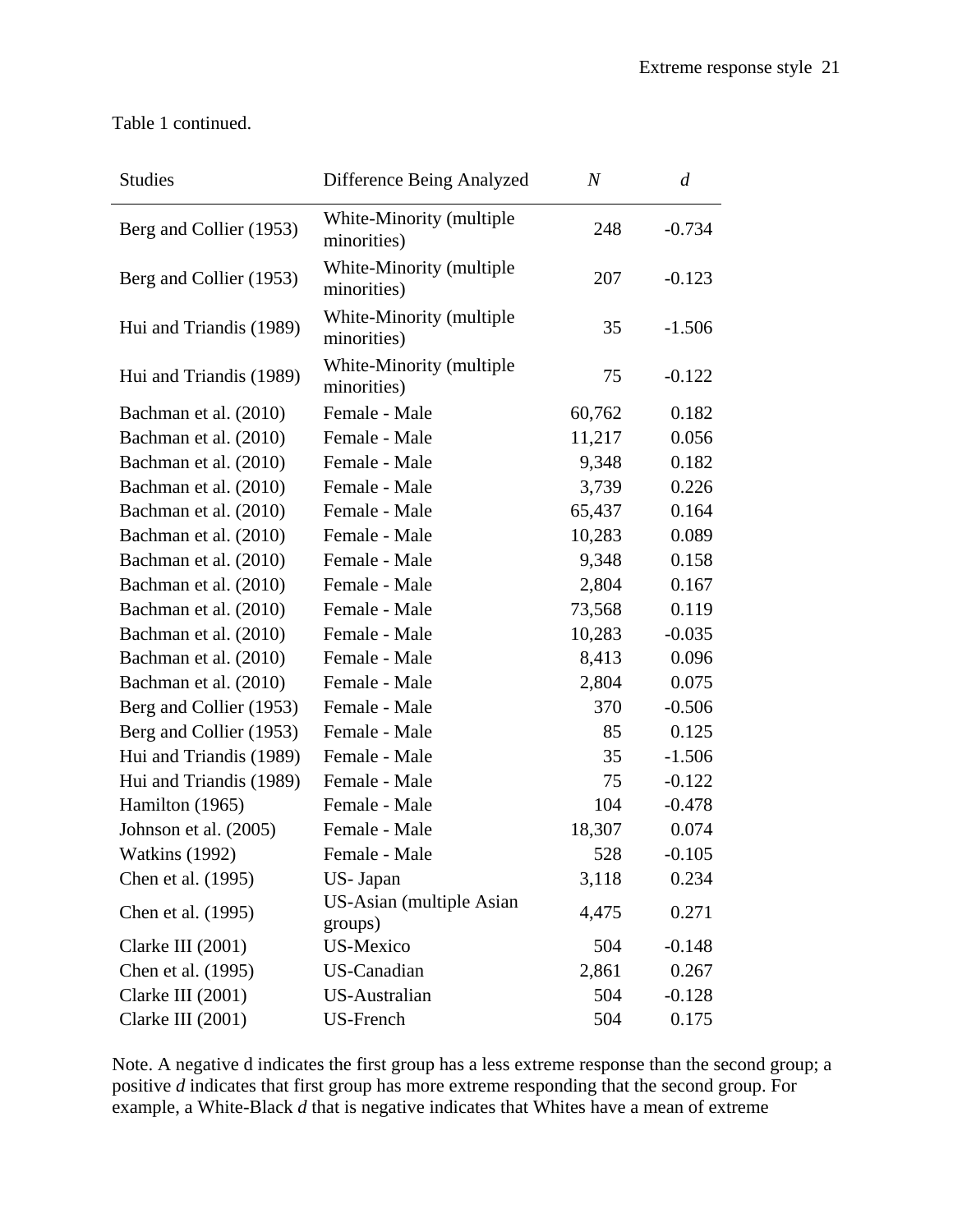Table 1 continued.

| Studies | Difference Being Analyzed | *N* | *d* |
|---|---|---|---|
| Berg and Collier (1953) | White-Minority (multiple minorities) | 248 | -0.734 |
| Berg and Collier (1953) | White-Minority (multiple minorities) | 207 | -0.123 |
| Hui and Triandis (1989) | White-Minority (multiple minorities) | 35 | -1.506 |
| Hui and Triandis (1989) | White-Minority (multiple minorities) | 75 | -0.122 |
| Bachman et al. (2010) | Female - Male | 60,762 | 0.182 |
| Bachman et al. (2010) | Female - Male | 11,217 | 0.056 |
| Bachman et al. (2010) | Female - Male | 9,348 | 0.182 |
| Bachman et al. (2010) | Female - Male | 3,739 | 0.226 |
| Bachman et al. (2010) | Female - Male | 65,437 | 0.164 |
| Bachman et al. (2010) | Female - Male | 10,283 | 0.089 |
| Bachman et al. (2010) | Female - Male | 9,348 | 0.158 |
| Bachman et al. (2010) | Female - Male | 2,804 | 0.167 |
| Bachman et al. (2010) | Female - Male | 73,568 | 0.119 |
| Bachman et al. (2010) | Female - Male | 10,283 | -0.035 |
| Bachman et al. (2010) | Female - Male | 8,413 | 0.096 |
| Bachman et al. (2010) | Female - Male | 2,804 | 0.075 |
| Berg and Collier (1953) | Female - Male | 370 | -0.506 |
| Berg and Collier (1953) | Female - Male | 85 | 0.125 |
| Hui and Triandis (1989) | Female - Male | 35 | -1.506 |
| Hui and Triandis (1989) | Female - Male | 75 | -0.122 |
| Hamilton (1965) | Female - Male | 104 | -0.478 |
| Johnson et al. (2005) | Female - Male | 18,307 | 0.074 |
| Watkins (1992) | Female - Male | 528 | -0.105 |
| Chen et al. (1995) | US- Japan | 3,118 | 0.234 |
| Chen et al. (1995) | US-Asian (multiple Asian groups) | 4,475 | 0.271 |
| Clarke III (2001) | US-Mexico | 504 | -0.148 |
| Chen et al. (1995) | US-Canadian | 2,861 | 0.267 |
| Clarke III (2001) | US-Australian | 504 | -0.128 |
| Clarke III (2001) | US-French | 504 | 0.175 |

Note. A negative d indicates the first group has a less extreme response than the second group; a positive *d* indicates that first group has more extreme responding that the second group. For example, a White-Black *d* that is negative indicates that Whites have a mean of extreme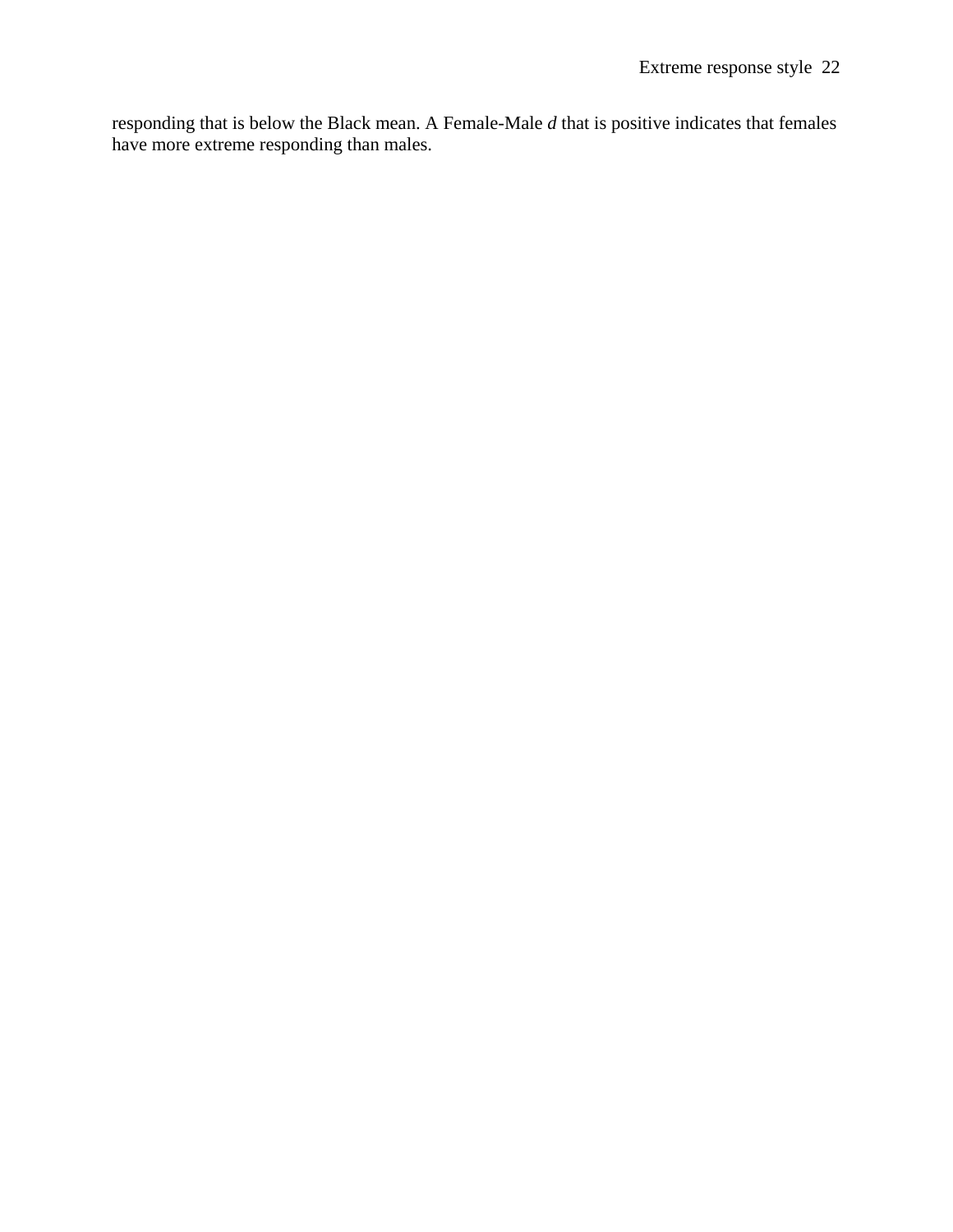responding that is below the Black mean. A Female-Male *d* that is positive indicates that females have more extreme responding than males.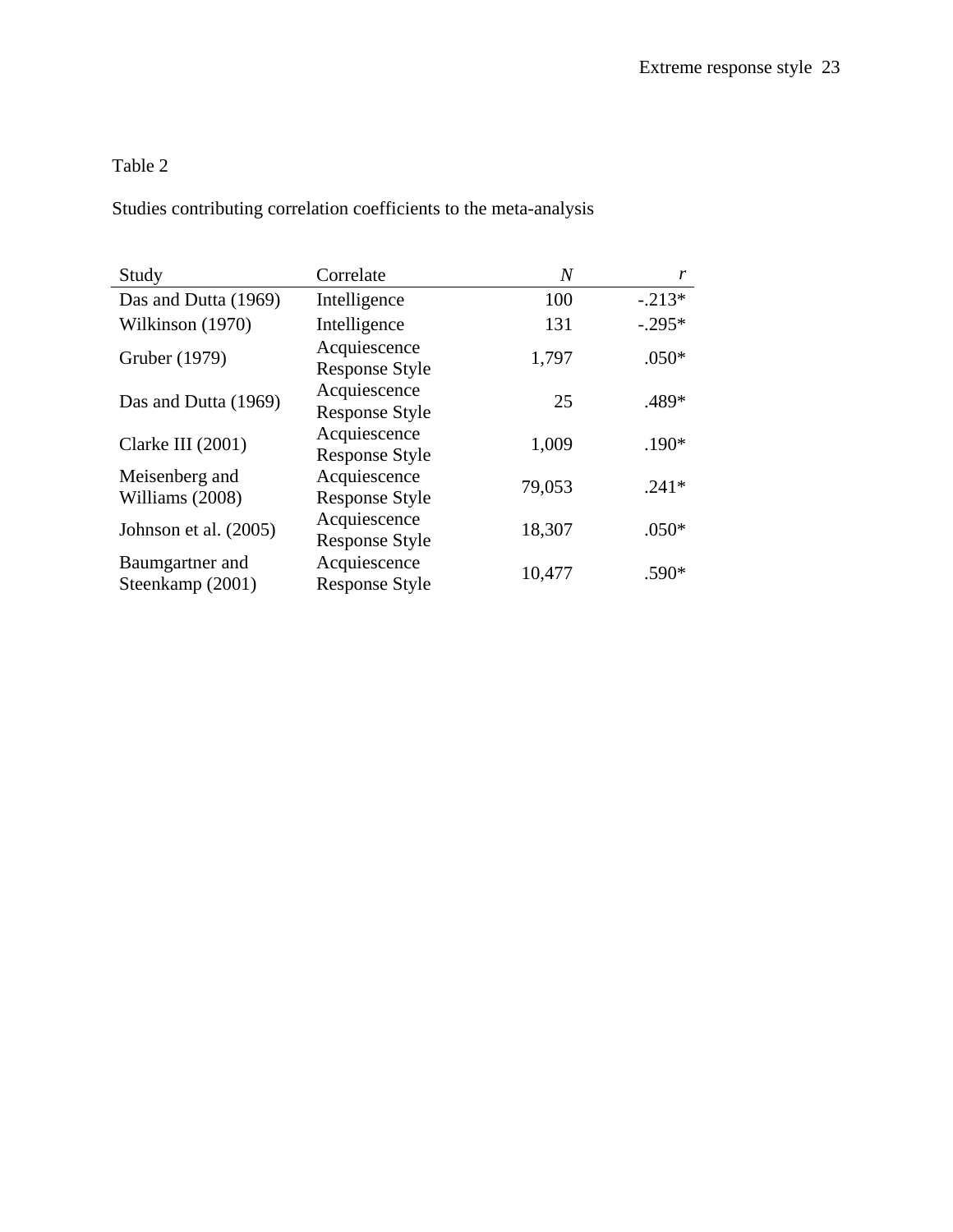Table 2

Studies contributing correlation coefficients to the meta-analysis

| Study | Correlate | *N* | *r* |
|---|---|---|---|
| Das and Dutta (1969) | Intelligence | 100 | -.213* |
| Wilkinson (1970) | Intelligence | 131 | -.295* |
| Gruber (1979) | Acquiescence Response Style | 1,797 | .050* |
| Das and Dutta (1969) | Acquiescence Response Style | 25 | .489* |
| Clarke III (2001) | Acquiescence Response Style | 1,009 | .190* |
| Meisenberg and Williams (2008) | Acquiescence Response Style | 79,053 | .241* |
| Johnson et al. (2005) | Acquiescence Response Style | 18,307 | .050* |
| Baumgartner and Steenkamp (2001) | Acquiescence Response Style | 10,477 | .590* |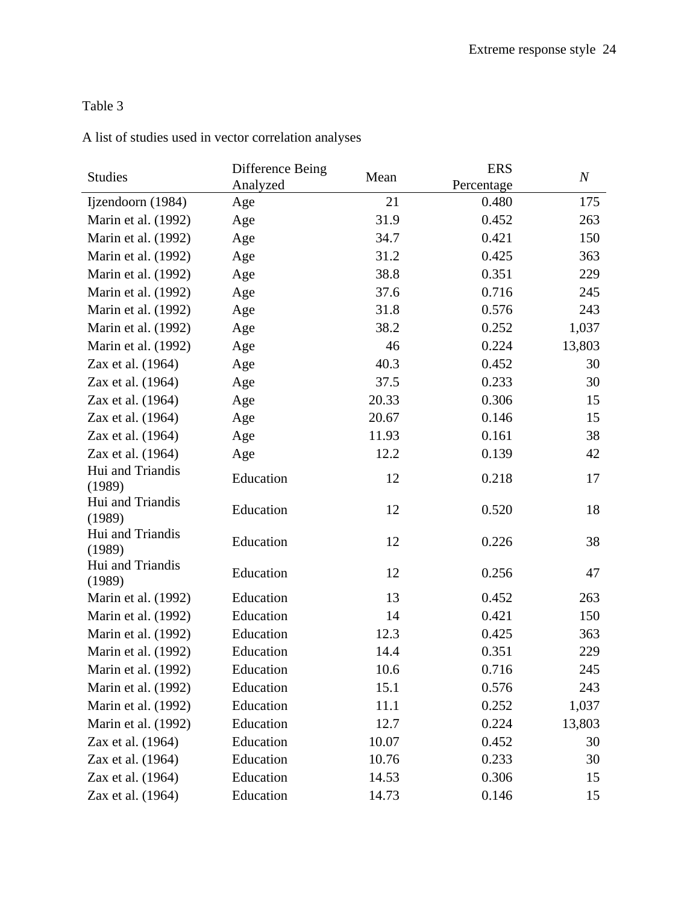Table 3

A list of studies used in vector correlation analyses

| Studies | Difference Being Analyzed | Mean | ERS Percentage | *N* |
|---|---|---|---|---|
| Ijzendoorn (1984) | Age | 21 | 0.480 | 175 |
| Marin et al. (1992) | Age | 31.9 | 0.452 | 263 |
| Marin et al. (1992) | Age | 34.7 | 0.421 | 150 |
| Marin et al. (1992) | Age | 31.2 | 0.425 | 363 |
| Marin et al. (1992) | Age | 38.8 | 0.351 | 229 |
| Marin et al. (1992) | Age | 37.6 | 0.716 | 245 |
| Marin et al. (1992) | Age | 31.8 | 0.576 | 243 |
| Marin et al. (1992) | Age | 38.2 | 0.252 | 1,037 |
| Marin et al. (1992) | Age | 46 | 0.224 | 13,803 |
| Zax et al. (1964) | Age | 40.3 | 0.452 | 30 |
| Zax et al. (1964) | Age | 37.5 | 0.233 | 30 |
| Zax et al. (1964) | Age | 20.33 | 0.306 | 15 |
| Zax et al. (1964) | Age | 20.67 | 0.146 | 15 |
| Zax et al. (1964) | Age | 11.93 | 0.161 | 38 |
| Zax et al. (1964) | Age | 12.2 | 0.139 | 42 |
| Hui and Triandis (1989) | Education | 12 | 0.218 | 17 |
| Hui and Triandis (1989) | Education | 12 | 0.520 | 18 |
| Hui and Triandis (1989) | Education | 12 | 0.226 | 38 |
| Hui and Triandis (1989) | Education | 12 | 0.256 | 47 |
| Marin et al. (1992) | Education | 13 | 0.452 | 263 |
| Marin et al. (1992) | Education | 14 | 0.421 | 150 |
| Marin et al. (1992) | Education | 12.3 | 0.425 | 363 |
| Marin et al. (1992) | Education | 14.4 | 0.351 | 229 |
| Marin et al. (1992) | Education | 10.6 | 0.716 | 245 |
| Marin et al. (1992) | Education | 15.1 | 0.576 | 243 |
| Marin et al. (1992) | Education | 11.1 | 0.252 | 1,037 |
| Marin et al. (1992) | Education | 12.7 | 0.224 | 13,803 |
| Zax et al. (1964) | Education | 10.07 | 0.452 | 30 |
| Zax et al. (1964) | Education | 10.76 | 0.233 | 30 |
| Zax et al. (1964) | Education | 14.53 | 0.306 | 15 |
| Zax et al. (1964) | Education | 14.73 | 0.146 | 15 |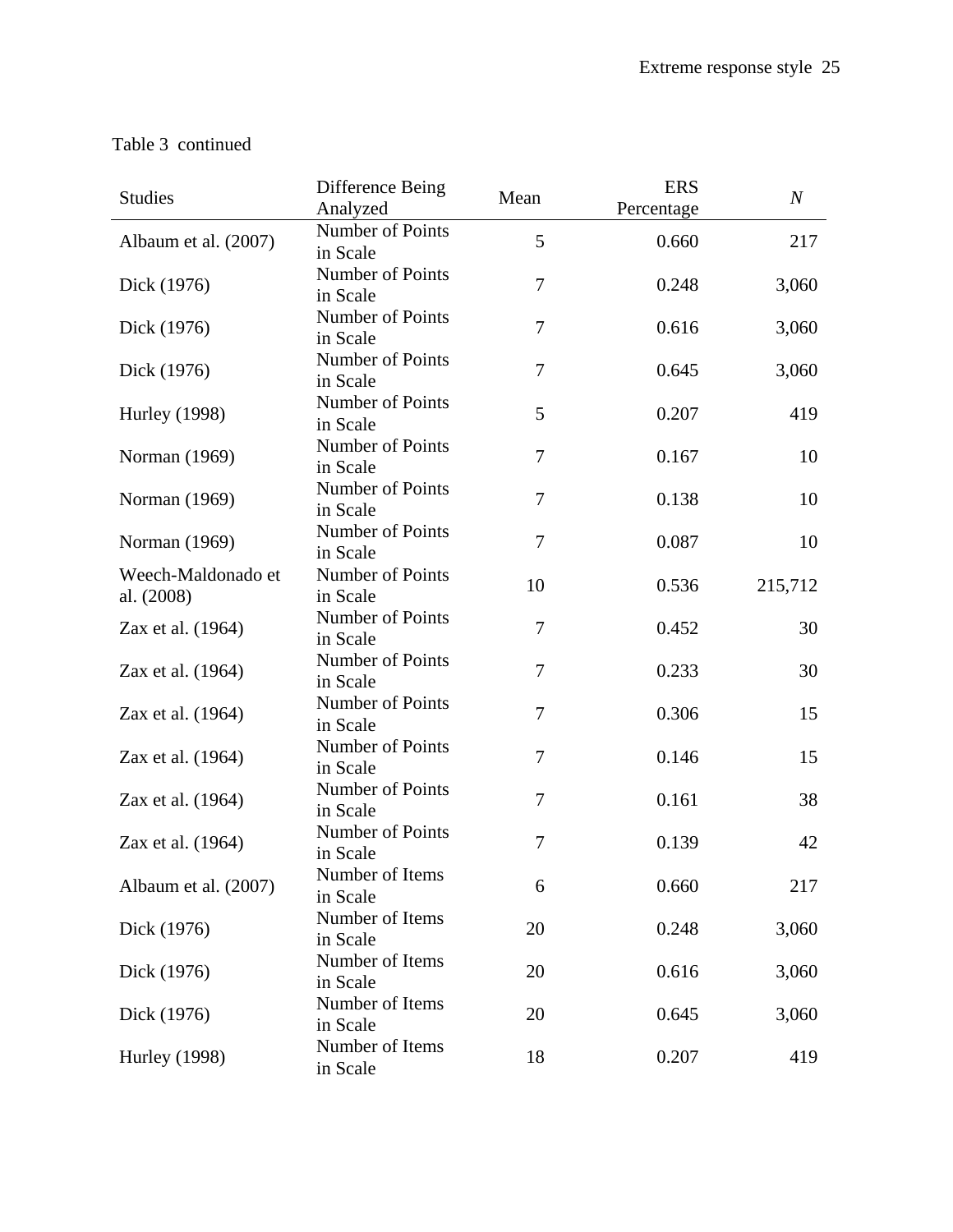Table 3 continued

| Studies | Difference Being Analyzed | Mean | ERS Percentage | *N* |
|---|---|---|---|---|
| Albaum et al. (2007) | Number of Points in Scale | 5 | 0.660 | 217 |
| Dick (1976) | Number of Points in Scale | 7 | 0.248 | 3,060 |
| Dick (1976) | Number of Points in Scale | 7 | 0.616 | 3,060 |
| Dick (1976) | Number of Points in Scale | 7 | 0.645 | 3,060 |
| Hurley (1998) | Number of Points in Scale | 5 | 0.207 | 419 |
| Norman (1969) | Number of Points in Scale | 7 | 0.167 | 10 |
| Norman (1969) | Number of Points in Scale | 7 | 0.138 | 10 |
| Norman (1969) | Number of Points in Scale | 7 | 0.087 | 10 |
| Weech-Maldonado et al. (2008) | Number of Points in Scale | 10 | 0.536 | 215,712 |
| Zax et al. (1964) | Number of Points in Scale | 7 | 0.452 | 30 |
| Zax et al. (1964) | Number of Points in Scale | 7 | 0.233 | 30 |
| Zax et al. (1964) | Number of Points in Scale | 7 | 0.306 | 15 |
| Zax et al. (1964) | Number of Points in Scale | 7 | 0.146 | 15 |
| Zax et al. (1964) | Number of Points in Scale | 7 | 0.161 | 38 |
| Zax et al. (1964) | Number of Points in Scale | 7 | 0.139 | 42 |
| Albaum et al. (2007) | Number of Items in Scale | 6 | 0.660 | 217 |
| Dick (1976) | Number of Items in Scale | 20 | 0.248 | 3,060 |
| Dick (1976) | Number of Items in Scale | 20 | 0.616 | 3,060 |
| Dick (1976) | Number of Items in Scale | 20 | 0.645 | 3,060 |
| Hurley (1998) | Number of Items in Scale | 18 | 0.207 | 419 |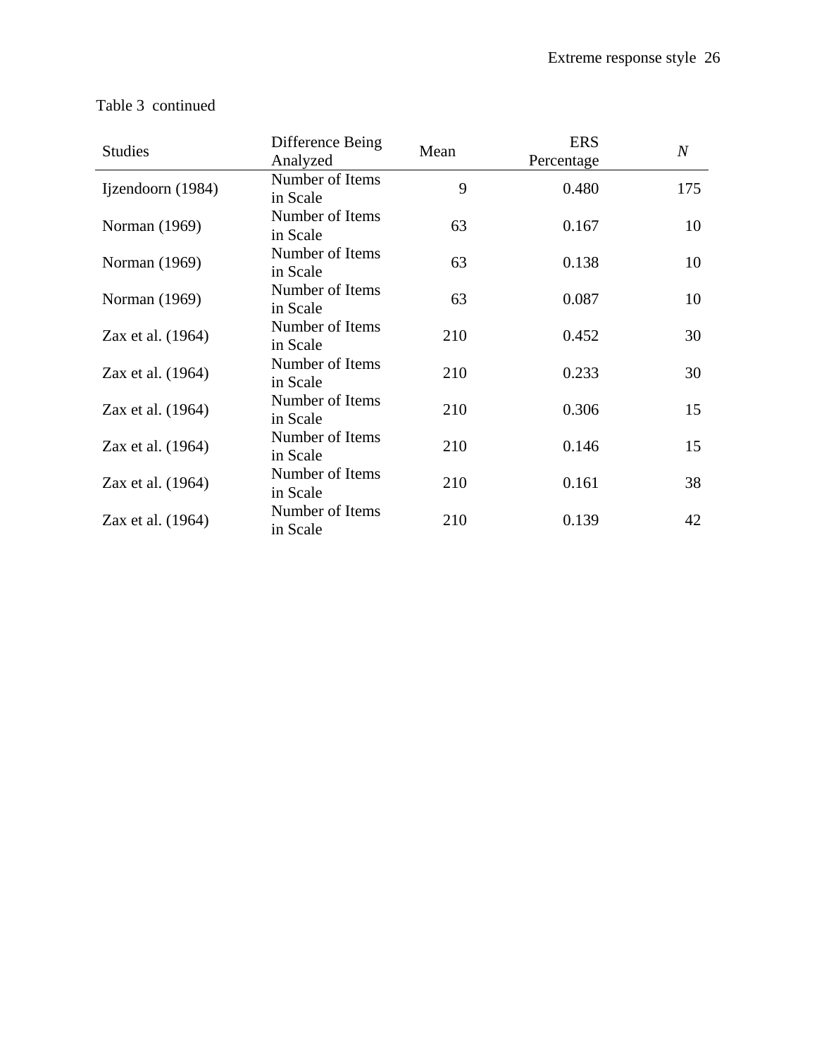Table 3 continued

| Studies | Difference Being Analyzed | Mean | ERS Percentage | *N* |
|---|---|---|---|---|
| Ijzendoorn (1984) | Number of Items in Scale | 9 | 0.480 | 175 |
| Norman (1969) | Number of Items in Scale | 63 | 0.167 | 10 |
| Norman (1969) | Number of Items in Scale | 63 | 0.138 | 10 |
| Norman (1969) | Number of Items in Scale | 63 | 0.087 | 10 |
| Zax et al. (1964) | Number of Items in Scale | 210 | 0.452 | 30 |
| Zax et al. (1964) | Number of Items in Scale | 210 | 0.233 | 30 |
| Zax et al. (1964) | Number of Items in Scale | 210 | 0.306 | 15 |
| Zax et al. (1964) | Number of Items in Scale | 210 | 0.146 | 15 |
| Zax et al. (1964) | Number of Items in Scale | 210 | 0.161 | 38 |
| Zax et al. (1964) | Number of Items in Scale | 210 | 0.139 | 42 |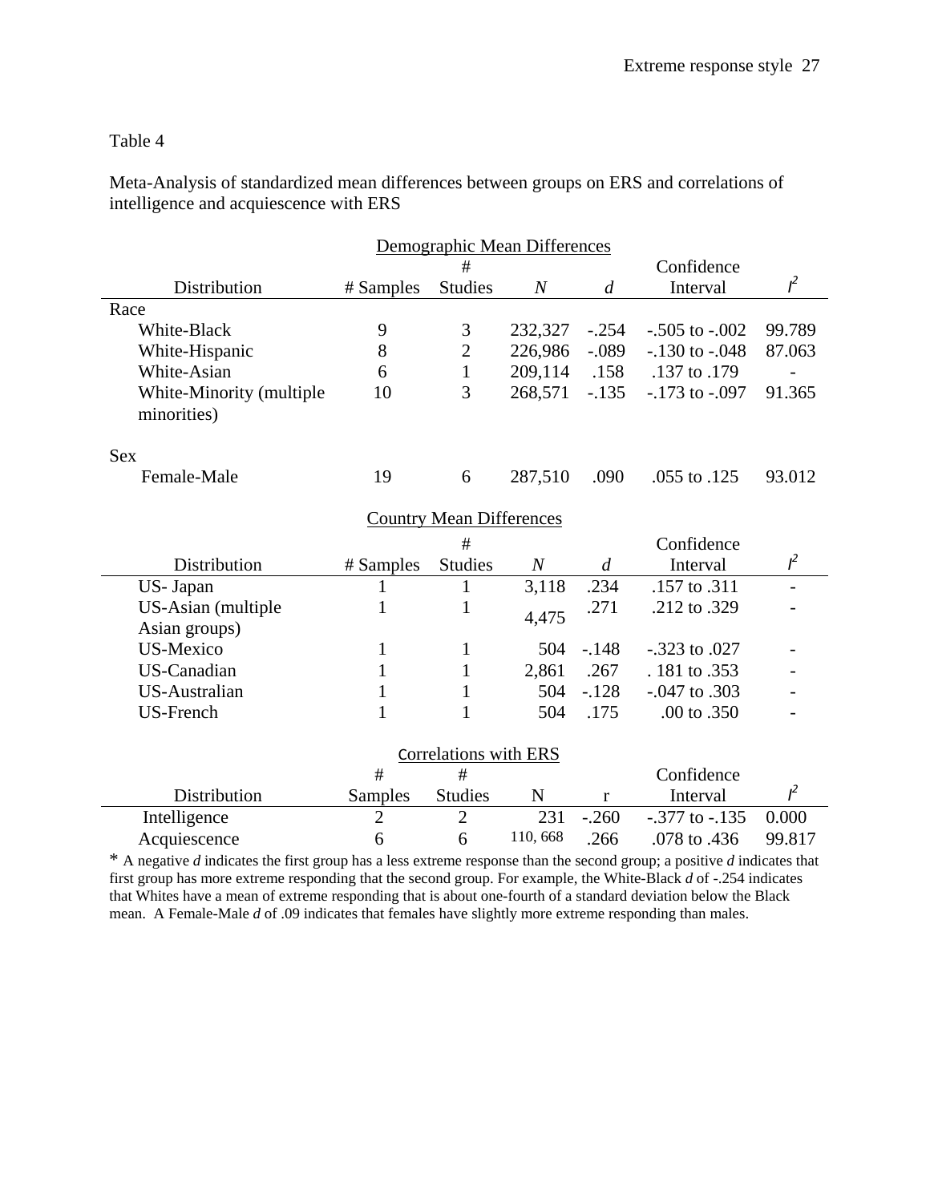Table 4

Meta-Analysis of standardized mean differences between groups on ERS and correlations of intelligence and acquiescence with ERS

| Demographic Mean Differences | | | | | | |
|---|---|---|---|---|---|---|
| Distribution | # Samples | # Studies | *N* | *d* | Confidence Interval | $I^2$ |
| Race | | | | | | |
| White-Black | 9 | 3 | 232,327 | -.254 | -.505 to -.002 | 99.789 |
| White-Hispanic | 8 | 2 | 226,986 | -.089 | -.130 to -.048 | 87.063 |
| White-Asian | 6 | 1 | 209,114 | .158 | .137 to .179 | - |
| White-Minority (multiple minorities) | 10 | 3 | 268,571 | -.135 | -.173 to -.097 | 91.365 |
| Sex | | | | | | |
| Female-Male | 19 | 6 | 287,510 | .090 | .055 to .125 | 93.012 |

| Country Mean Differences | | | | | | |
|---|---|---|---|---|---|---|
| Distribution | # Samples | # Studies | *N* | *d* | Confidence Interval | $I^2$ |
| US- Japan | 1 | 1 | 3,118 | .234 | .157 to .311 | - |
| US-Asian (multiple Asian groups) | 1 | 1 | 4,475 | .271 | .212 to .329 | - |
| US-Mexico | 1 | 1 | 504 | -.148 | -.323 to .027 | - |
| US-Canadian | 1 | 1 | 2,861 | .267 | . 181 to .353 | - |
| US-Australian | 1 | 1 | 504 | -.128 | -.047 to .303 | - |
| US-French | 1 | 1 | 504 | .175 | .00 to .350 | - |

| Correlations with ERS | | | | | | |
|---|---|---|---|---|---|---|
| Distribution | # Samples | # Studies | N | r | Confidence Interval | $I^2$ |
| Intelligence | 2 | 2 | 231 | -.260 | -.377 to -.135 | 0.000 |
| Acquiescence | 6 | 6 | 110, 668 | .266 | .078 to .436 | 99.817 |

* A negative *d* indicates the first group has a less extreme response than the second group; a positive *d* indicates that first group has more extreme responding that the second group. For example, the White-Black *d* of -.254 indicates that Whites have a mean of extreme responding that is about one-fourth of a standard deviation below the Black mean. A Female-Male *d* of .09 indicates that females have slightly more extreme responding than males.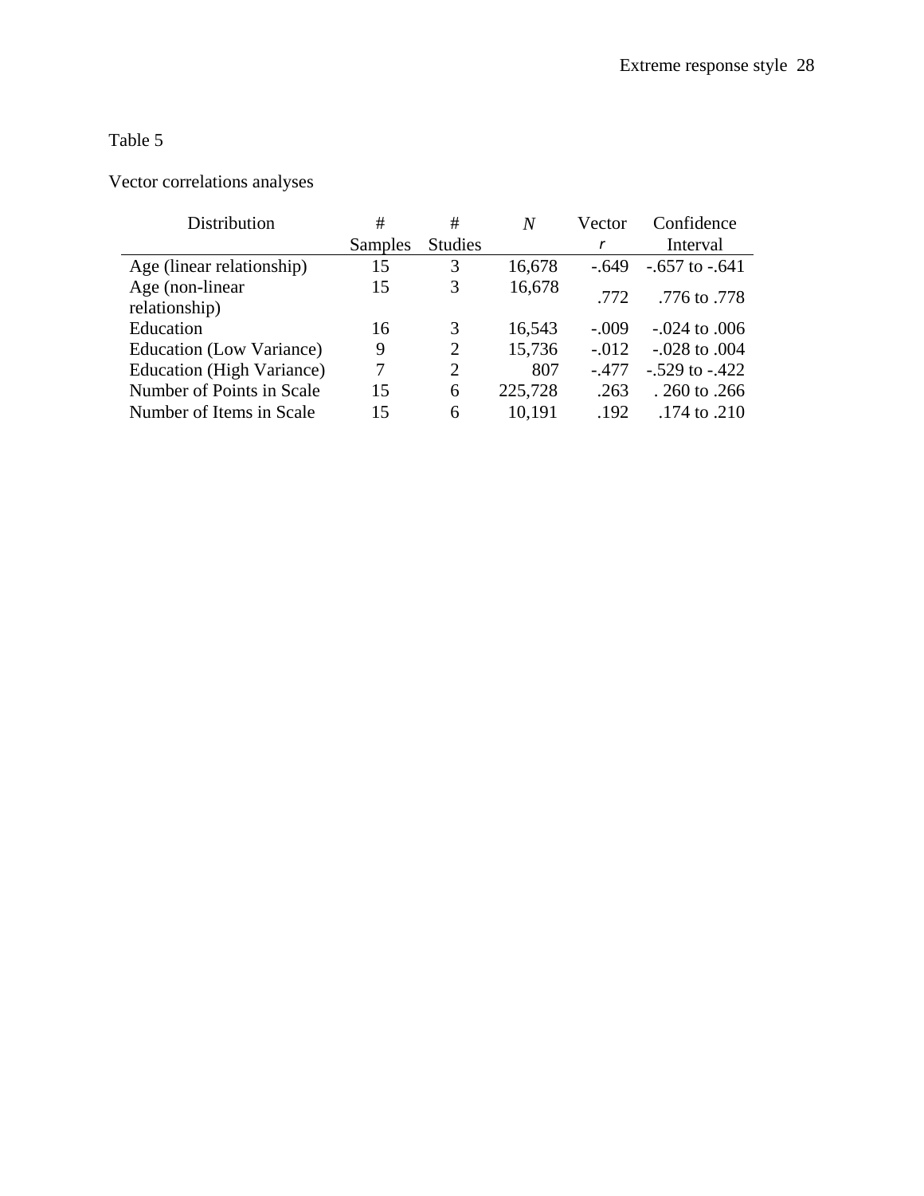Table 5

Vector correlations analyses

| Distribution | # Samples | # Studies | *N* | Vector *r* | Confidence Interval |
|---|---|---|---|---|---|
| Age (linear relationship) | 15 | 3 | 16,678 | -.649 | -.657 to -.641 |
| Age (non-linear relationship) | 15 | 3 | 16,678 | .772 | .776 to .778 |
| Education | 16 | 3 | 16,543 | -.009 | -.024 to .006 |
| Education (Low Variance) | 9 | 2 | 15,736 | -.012 | -.028 to .004 |
| Education (High Variance) | 7 | 2 | 807 | -.477 | -.529 to -.422 |
| Number of Points in Scale | 15 | 6 | 225,728 | .263 | . 260 to .266 |
| Number of Items in Scale | 15 | 6 | 10,191 | .192 | .174 to .210 |